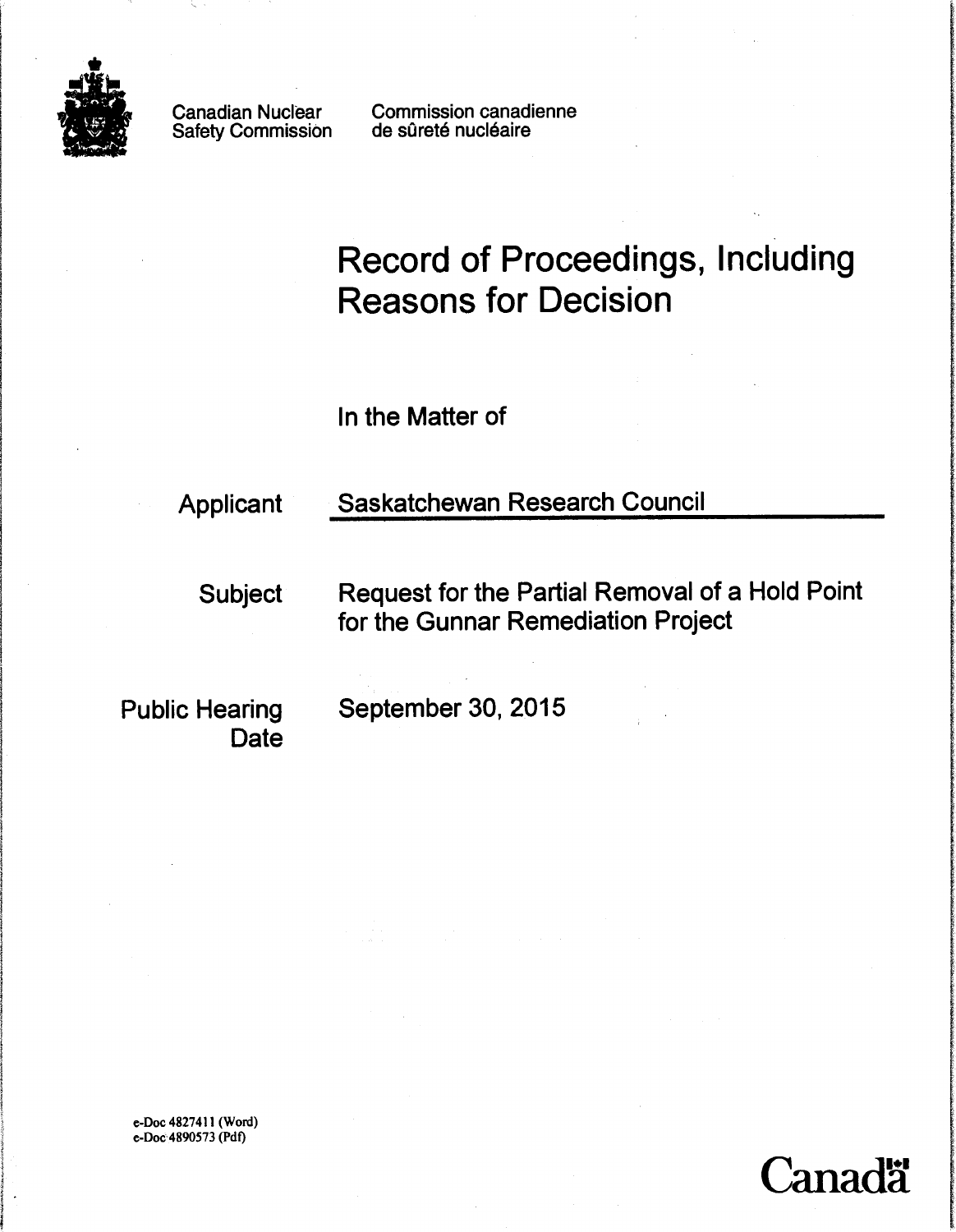Canadian Nuclear Safety Commission

Commission canadienne de sûreté nucléaire

# Record of Proceedings, Including Reasons for Decision

In the Matter of

| | |
|---|---|
| Applicant | Saskatchewan Research Council |
| Subject | Request for the Partial Removal of a Hold Point for the Gunnar Remediation Project |
| Public Hearing Date | September 30, 2015 |

e-Doc 4827411 (Word)
e-Doc 4890573 (Pdf)

Canada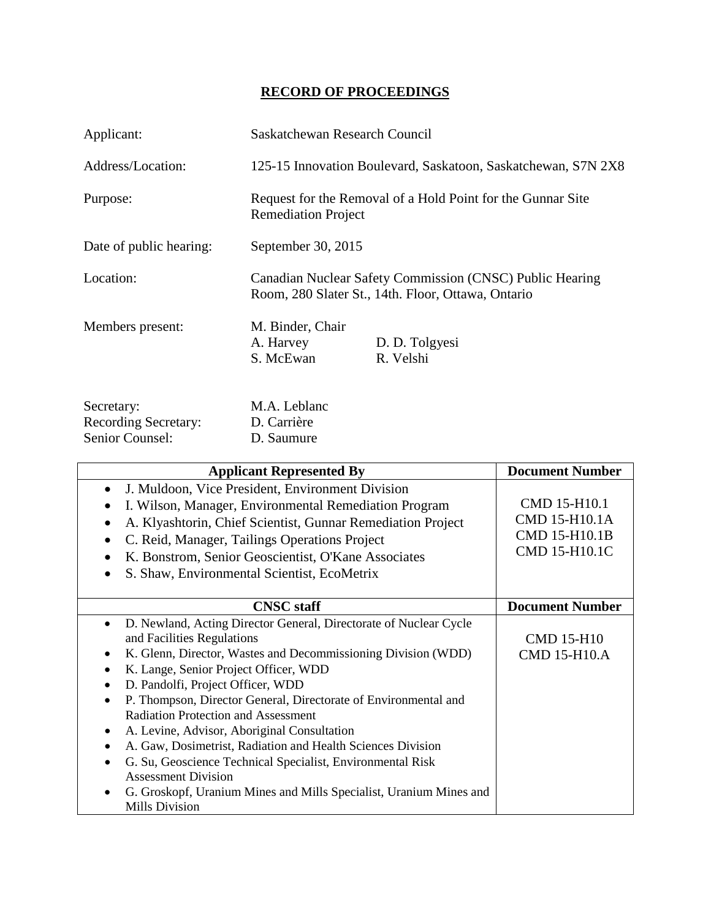# RECORD OF PROCEEDINGS

Applicant: Saskatchewan Research Council

Address/Location: 125-15 Innovation Boulevard, Saskatoon, Saskatchewan, S7N 2X8

Purpose: Request for the Removal of a Hold Point for the Gunnar Site Remediation Project

Date of public hearing: September 30, 2015

Location: Canadian Nuclear Safety Commission (CNSC) Public Hearing Room, 280 Slater St., 14th. Floor, Ottawa, Ontario

Members present: M. Binder, Chair
A. Harvey
S. McEwan
D. D. Tolgyesi
R. Velshi

Secretary: M.A. Leblanc
Recording Secretary: D. Carrière
Senior Counsel: D. Saumure

| Applicant Represented By | Document Number |
|---|---|
| • J. Muldoon, Vice President, Environment Division<br>• I. Wilson, Manager, Environmental Remediation Program<br>• A. Klyashtorin, Chief Scientist, Gunnar Remediation Project<br>• C. Reid, Manager, Tailings Operations Project<br>• K. Bonstrom, Senior Geoscientist, O'Kane Associates<br>• S. Shaw, Environmental Scientist, EcoMetrix | CMD 15-H10.1<br>CMD 15-H10.1A<br>CMD 15-H10.1B<br>CMD 15-H10.1C |
| **CNSC staff** | **Document Number** |
| • D. Newland, Acting Director General, Directorate of Nuclear Cycle and Facilities Regulations<br>• K. Glenn, Director, Wastes and Decommissioning Division (WDD)<br>• K. Lange, Senior Project Officer, WDD<br>• D. Pandolfi, Project Officer, WDD<br>• P. Thompson, Director General, Directorate of Environmental and Radiation Protection and Assessment<br>• A. Levine, Advisor, Aboriginal Consultation<br>• A. Gaw, Dosimetrist, Radiation and Health Sciences Division<br>• G. Su, Geoscience Technical Specialist, Environmental Risk Assessment Division<br>• G. Groskopf, Uranium Mines and Mills Specialist, Uranium Mines and Mills Division | CMD 15-H10<br>CMD 15-H10.A |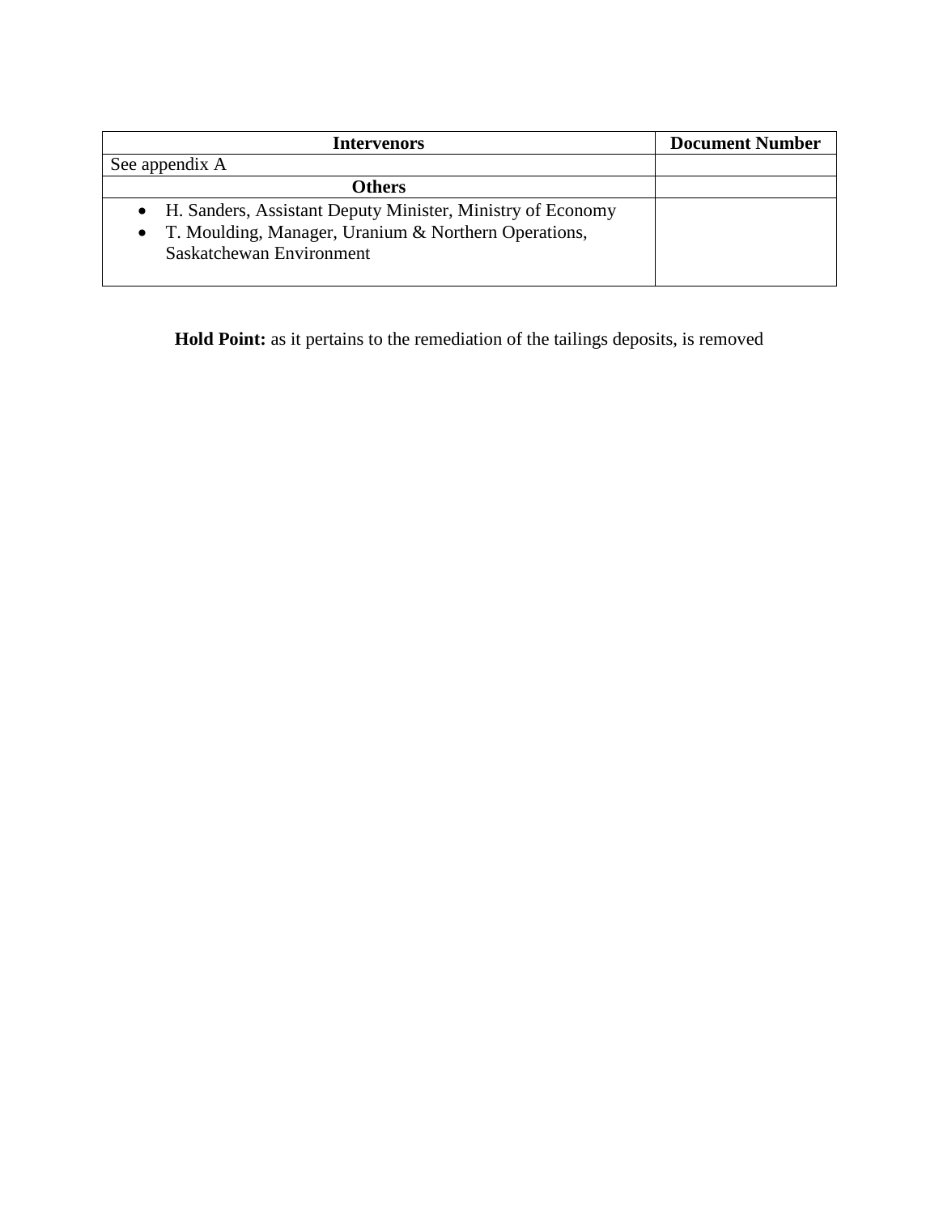| Intervenors | Document Number |
| --- | --- |
| See appendix A | |
| **Others** | |
| • H. Sanders, Assistant Deputy Minister, Ministry of Economy<br>• T. Moulding, Manager, Uranium & Northern Operations, Saskatchewan Environment | |

**Hold Point:** as it pertains to the remediation of the tailings deposits, is removed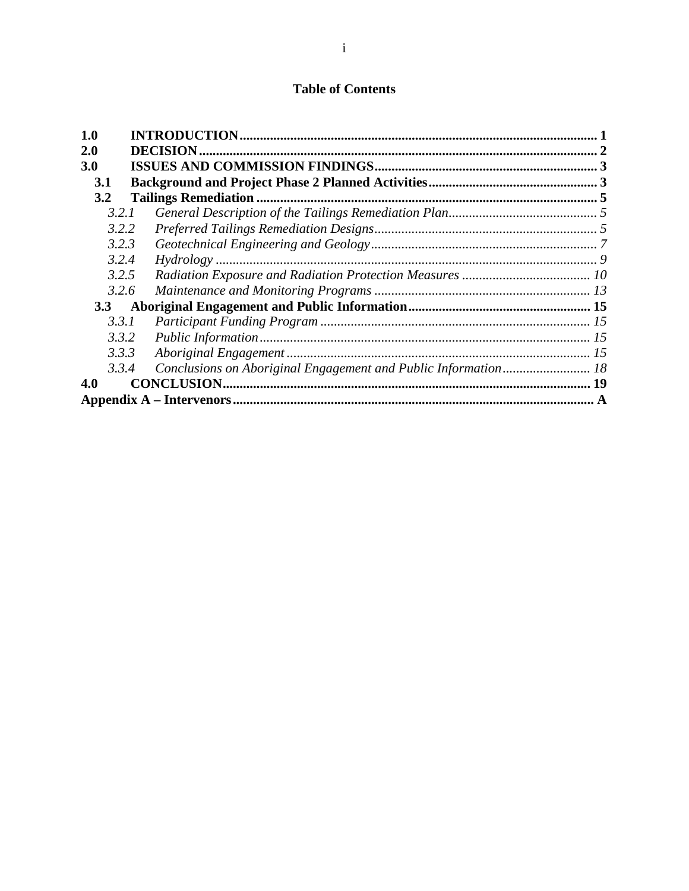# Table of Contents

| | | |
|---|---|---|
| **1.0** | **INTRODUCTION** | **1** |
| **2.0** | **DECISION** | **2** |
| **3.0** | **ISSUES AND COMMISSION FINDINGS** | **3** |
| **3.1** | **Background and Project Phase 2 Planned Activities** | **3** |
| **3.2** | **Tailings Remediation** | **5** |
| *3.2.1* | *General Description of the Tailings Remediation Plan* | *5* |
| *3.2.2* | *Preferred Tailings Remediation Designs* | *5* |
| *3.2.3* | *Geotechnical Engineering and Geology* | *7* |
| *3.2.4* | *Hydrology* | *9* |
| *3.2.5* | *Radiation Exposure and Radiation Protection Measures* | *10* |
| *3.2.6* | *Maintenance and Monitoring Programs* | *13* |
| **3.3** | **Aboriginal Engagement and Public Information** | **15** |
| *3.3.1* | *Participant Funding Program* | *15* |
| *3.3.2* | *Public Information* | *15* |
| *3.3.3* | *Aboriginal Engagement* | *15* |
| *3.3.4* | *Conclusions on Aboriginal Engagement and Public Information* | *18* |
| **4.0** | **CONCLUSION** | **19** |
| **Appendix A – Intervenors** | | **A** |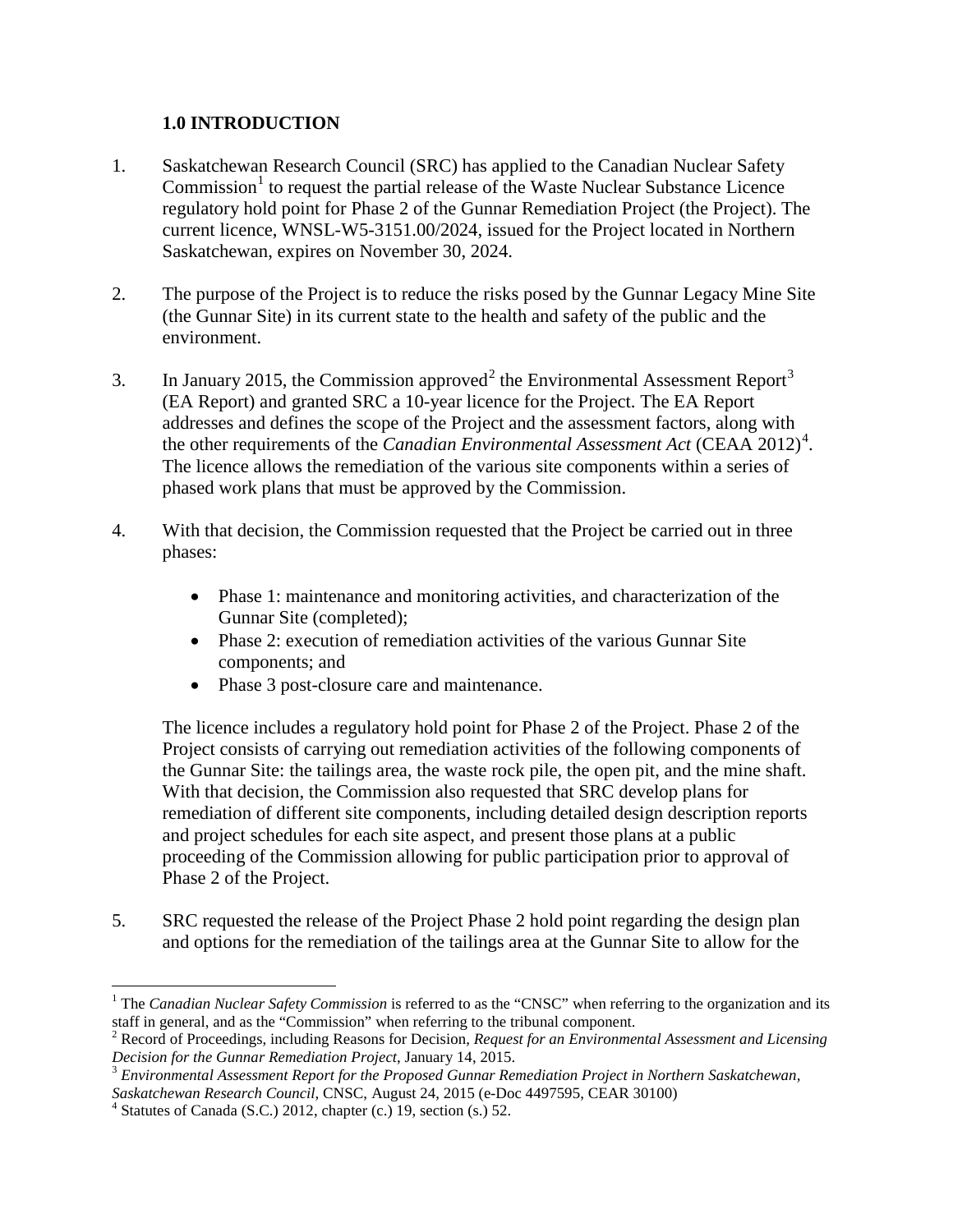## 1.0 INTRODUCTION

1. Saskatchewan Research Council (SRC) has applied to the Canadian Nuclear Safety Commission[1] to request the partial release of the Waste Nuclear Substance Licence regulatory hold point for Phase 2 of the Gunnar Remediation Project (the Project). The current licence, WNSL-W5-3151.00/2024, issued for the Project located in Northern Saskatchewan, expires on November 30, 2024.

2. The purpose of the Project is to reduce the risks posed by the Gunnar Legacy Mine Site (the Gunnar Site) in its current state to the health and safety of the public and the environment.

3. In January 2015, the Commission approved[2] the Environmental Assessment Report[3] (EA Report) and granted SRC a 10-year licence for the Project. The EA Report addresses and defines the scope of the Project and the assessment factors, along with the other requirements of the *Canadian Environmental Assessment Act* (CEAA 2012)[4]. The licence allows the remediation of the various site components within a series of phased work plans that must be approved by the Commission.

4. With that decision, the Commission requested that the Project be carried out in three phases:

   - Phase 1: maintenance and monitoring activities, and characterization of the Gunnar Site (completed);
   - Phase 2: execution of remediation activities of the various Gunnar Site components; and
   - Phase 3 post-closure care and maintenance.

   The licence includes a regulatory hold point for Phase 2 of the Project. Phase 2 of the Project consists of carrying out remediation activities of the following components of the Gunnar Site: the tailings area, the waste rock pile, the open pit, and the mine shaft. With that decision, the Commission also requested that SRC develop plans for remediation of different site components, including detailed design description reports and project schedules for each site aspect, and present those plans at a public proceeding of the Commission allowing for public participation prior to approval of Phase 2 of the Project.

5. SRC requested the release of the Project Phase 2 hold point regarding the design plan and options for the remediation of the tailings area at the Gunnar Site to allow for the

---

[1] The *Canadian Nuclear Safety Commission* is referred to as the "CNSC" when referring to the organization and its staff in general, and as the "Commission" when referring to the tribunal component.

[2] Record of Proceedings, including Reasons for Decision, *Request for an Environmental Assessment and Licensing Decision for the Gunnar Remediation Project*, January 14, 2015.

[3] *Environmental Assessment Report for the Proposed Gunnar Remediation Project in Northern Saskatchewan, Saskatchewan Research Council*, CNSC, August 24, 2015 (e-Doc 4497595, CEAR 30100)

[4] Statutes of Canada (S.C.) 2012, chapter (c.) 19, section (s.) 52.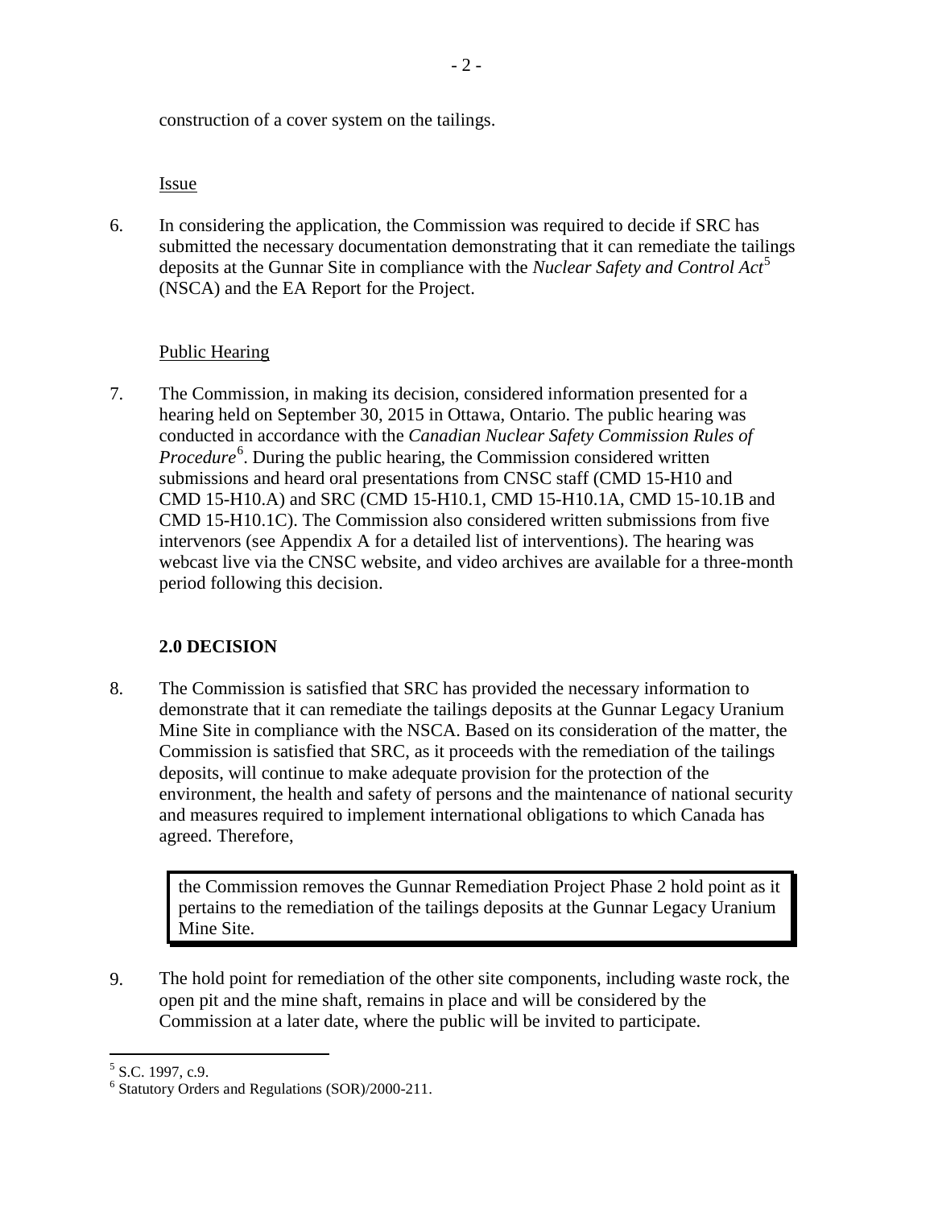construction of a cover system on the tailings.

Issue

6. In considering the application, the Commission was required to decide if SRC has submitted the necessary documentation demonstrating that it can remediate the tailings deposits at the Gunnar Site in compliance with the *Nuclear Safety and Control Act*[5] (NSCA) and the EA Report for the Project.

Public Hearing

7. The Commission, in making its decision, considered information presented for a hearing held on September 30, 2015 in Ottawa, Ontario. The public hearing was conducted in accordance with the *Canadian Nuclear Safety Commission Rules of Procedure*[6]. During the public hearing, the Commission considered written submissions and heard oral presentations from CNSC staff (CMD 15-H10 and CMD 15-H10.A) and SRC (CMD 15-H10.1, CMD 15-H10.1A, CMD 15-10.1B and CMD 15-H10.1C). The Commission also considered written submissions from five intervenors (see Appendix A for a detailed list of interventions). The hearing was webcast live via the CNSC website, and video archives are available for a three-month period following this decision.

## 2.0 DECISION

8. The Commission is satisfied that SRC has provided the necessary information to demonstrate that it can remediate the tailings deposits at the Gunnar Legacy Uranium Mine Site in compliance with the NSCA. Based on its consideration of the matter, the Commission is satisfied that SRC, as it proceeds with the remediation of the tailings deposits, will continue to make adequate provision for the protection of the environment, the health and safety of persons and the maintenance of national security and measures required to implement international obligations to which Canada has agreed. Therefore,

> the Commission removes the Gunnar Remediation Project Phase 2 hold point as it pertains to the remediation of the tailings deposits at the Gunnar Legacy Uranium Mine Site.

9. The hold point for remediation of the other site components, including waste rock, the open pit and the mine shaft, remains in place and will be considered by the Commission at a later date, where the public will be invited to participate.

---

[5] S.C. 1997, c.9.

[6] Statutory Orders and Regulations (SOR)/2000-211.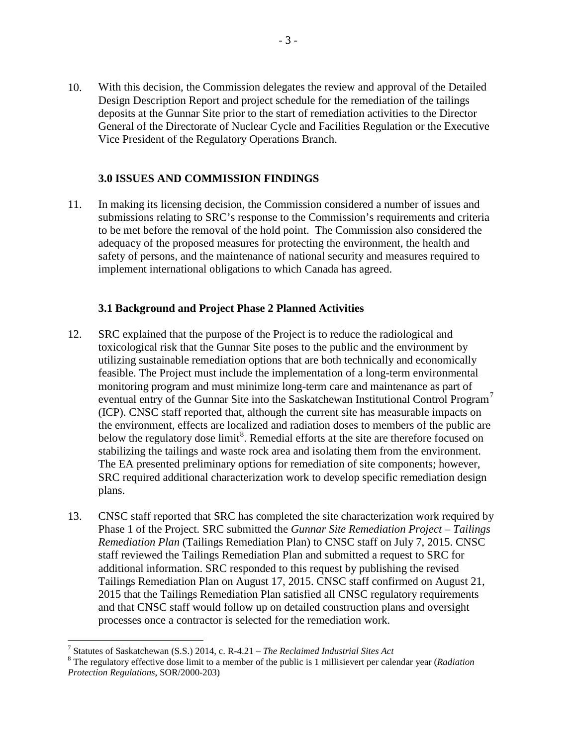10. With this decision, the Commission delegates the review and approval of the Detailed Design Description Report and project schedule for the remediation of the tailings deposits at the Gunnar Site prior to the start of remediation activities to the Director General of the Directorate of Nuclear Cycle and Facilities Regulation or the Executive Vice President of the Regulatory Operations Branch.

## 3.0 ISSUES AND COMMISSION FINDINGS

11. In making its licensing decision, the Commission considered a number of issues and submissions relating to SRC's response to the Commission's requirements and criteria to be met before the removal of the hold point. The Commission also considered the adequacy of the proposed measures for protecting the environment, the health and safety of persons, and the maintenance of national security and measures required to implement international obligations to which Canada has agreed.

### 3.1 Background and Project Phase 2 Planned Activities

12. SRC explained that the purpose of the Project is to reduce the radiological and toxicological risk that the Gunnar Site poses to the public and the environment by utilizing sustainable remediation options that are both technically and economically feasible. The Project must include the implementation of a long-term environmental monitoring program and must minimize long-term care and maintenance as part of eventual entry of the Gunnar Site into the Saskatchewan Institutional Control Program[7] (ICP). CNSC staff reported that, although the current site has measurable impacts on the environment, effects are localized and radiation doses to members of the public are below the regulatory dose limit[8]. Remedial efforts at the site are therefore focused on stabilizing the tailings and waste rock area and isolating them from the environment. The EA presented preliminary options for remediation of site components; however, SRC required additional characterization work to develop specific remediation design plans.

13. CNSC staff reported that SRC has completed the site characterization work required by Phase 1 of the Project. SRC submitted the *Gunnar Site Remediation Project – Tailings Remediation Plan* (Tailings Remediation Plan) to CNSC staff on July 7, 2015. CNSC staff reviewed the Tailings Remediation Plan and submitted a request to SRC for additional information. SRC responded to this request by publishing the revised Tailings Remediation Plan on August 17, 2015. CNSC staff confirmed on August 21, 2015 that the Tailings Remediation Plan satisfied all CNSC regulatory requirements and that CNSC staff would follow up on detailed construction plans and oversight processes once a contractor is selected for the remediation work.

---

[7] Statutes of Saskatchewan (S.S.) 2014, c. R-4.21 – *The Reclaimed Industrial Sites Act*

[8] The regulatory effective dose limit to a member of the public is 1 millisievert per calendar year (*Radiation Protection Regulations*, SOR/2000-203)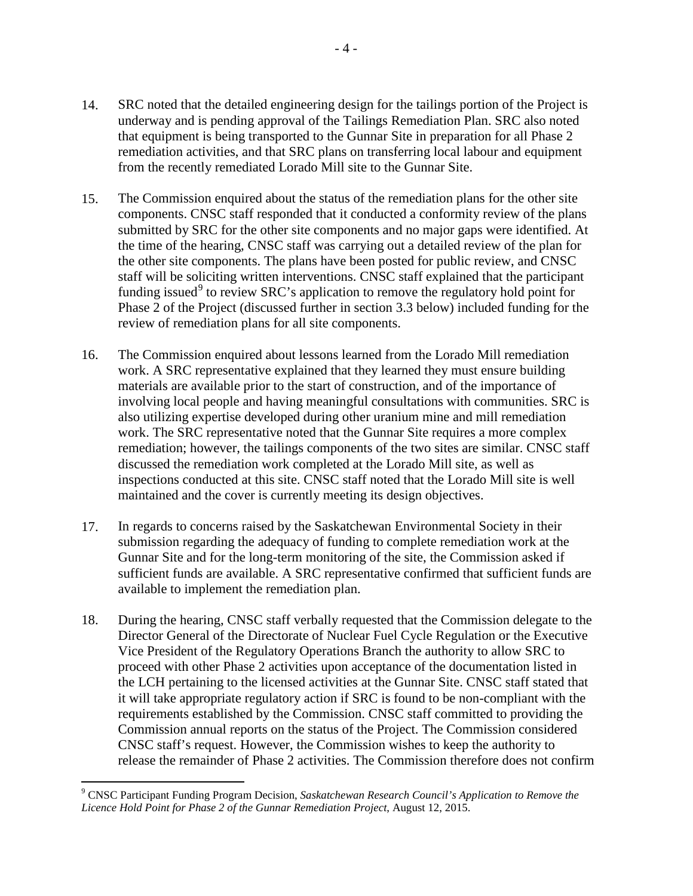14. SRC noted that the detailed engineering design for the tailings portion of the Project is underway and is pending approval of the Tailings Remediation Plan. SRC also noted that equipment is being transported to the Gunnar Site in preparation for all Phase 2 remediation activities, and that SRC plans on transferring local labour and equipment from the recently remediated Lorado Mill site to the Gunnar Site.

15. The Commission enquired about the status of the remediation plans for the other site components. CNSC staff responded that it conducted a conformity review of the plans submitted by SRC for the other site components and no major gaps were identified. At the time of the hearing, CNSC staff was carrying out a detailed review of the plan for the other site components. The plans have been posted for public review, and CNSC staff will be soliciting written interventions. CNSC staff explained that the participant funding issued[9] to review SRC's application to remove the regulatory hold point for Phase 2 of the Project (discussed further in section 3.3 below) included funding for the review of remediation plans for all site components.

16. The Commission enquired about lessons learned from the Lorado Mill remediation work. A SRC representative explained that they learned they must ensure building materials are available prior to the start of construction, and of the importance of involving local people and having meaningful consultations with communities. SRC is also utilizing expertise developed during other uranium mine and mill remediation work. The SRC representative noted that the Gunnar Site requires a more complex remediation; however, the tailings components of the two sites are similar. CNSC staff discussed the remediation work completed at the Lorado Mill site, as well as inspections conducted at this site. CNSC staff noted that the Lorado Mill site is well maintained and the cover is currently meeting its design objectives.

17. In regards to concerns raised by the Saskatchewan Environmental Society in their submission regarding the adequacy of funding to complete remediation work at the Gunnar Site and for the long-term monitoring of the site, the Commission asked if sufficient funds are available. A SRC representative confirmed that sufficient funds are available to implement the remediation plan.

18. During the hearing, CNSC staff verbally requested that the Commission delegate to the Director General of the Directorate of Nuclear Fuel Cycle Regulation or the Executive Vice President of the Regulatory Operations Branch the authority to allow SRC to proceed with other Phase 2 activities upon acceptance of the documentation listed in the LCH pertaining to the licensed activities at the Gunnar Site. CNSC staff stated that it will take appropriate regulatory action if SRC is found to be non-compliant with the requirements established by the Commission. CNSC staff committed to providing the Commission annual reports on the status of the Project. The Commission considered CNSC staff's request. However, the Commission wishes to keep the authority to release the remainder of Phase 2 activities. The Commission therefore does not confirm

---

[9] CNSC Participant Funding Program Decision, *Saskatchewan Research Council's Application to Remove the Licence Hold Point for Phase 2 of the Gunnar Remediation Project*, August 12, 2015.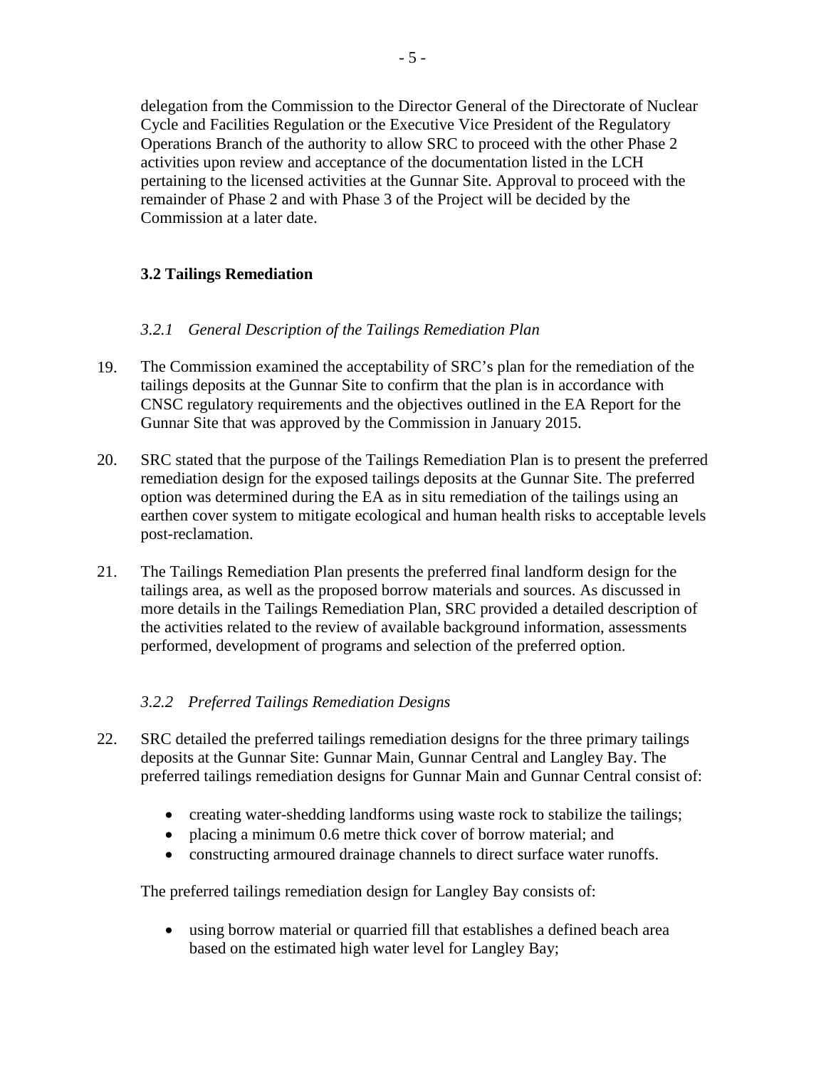delegation from the Commission to the Director General of the Directorate of Nuclear Cycle and Facilities Regulation or the Executive Vice President of the Regulatory Operations Branch of the authority to allow SRC to proceed with the other Phase 2 activities upon review and acceptance of the documentation listed in the LCH pertaining to the licensed activities at the Gunnar Site. Approval to proceed with the remainder of Phase 2 and with Phase 3 of the Project will be decided by the Commission at a later date.

### 3.2 Tailings Remediation

#### *3.2.1 General Description of the Tailings Remediation Plan*

19. The Commission examined the acceptability of SRC's plan for the remediation of the tailings deposits at the Gunnar Site to confirm that the plan is in accordance with CNSC regulatory requirements and the objectives outlined in the EA Report for the Gunnar Site that was approved by the Commission in January 2015.

20. SRC stated that the purpose of the Tailings Remediation Plan is to present the preferred remediation design for the exposed tailings deposits at the Gunnar Site. The preferred option was determined during the EA as in situ remediation of the tailings using an earthen cover system to mitigate ecological and human health risks to acceptable levels post-reclamation.

21. The Tailings Remediation Plan presents the preferred final landform design for the tailings area, as well as the proposed borrow materials and sources. As discussed in more details in the Tailings Remediation Plan, SRC provided a detailed description of the activities related to the review of available background information, assessments performed, development of programs and selection of the preferred option.

#### *3.2.2 Preferred Tailings Remediation Designs*

22. SRC detailed the preferred tailings remediation designs for the three primary tailings deposits at the Gunnar Site: Gunnar Main, Gunnar Central and Langley Bay. The preferred tailings remediation designs for Gunnar Main and Gunnar Central consist of:

    - creating water-shedding landforms using waste rock to stabilize the tailings;
    - placing a minimum 0.6 metre thick cover of borrow material; and
    - constructing armoured drainage channels to direct surface water runoffs.

    The preferred tailings remediation design for Langley Bay consists of:

    - using borrow material or quarried fill that establishes a defined beach area based on the estimated high water level for Langley Bay;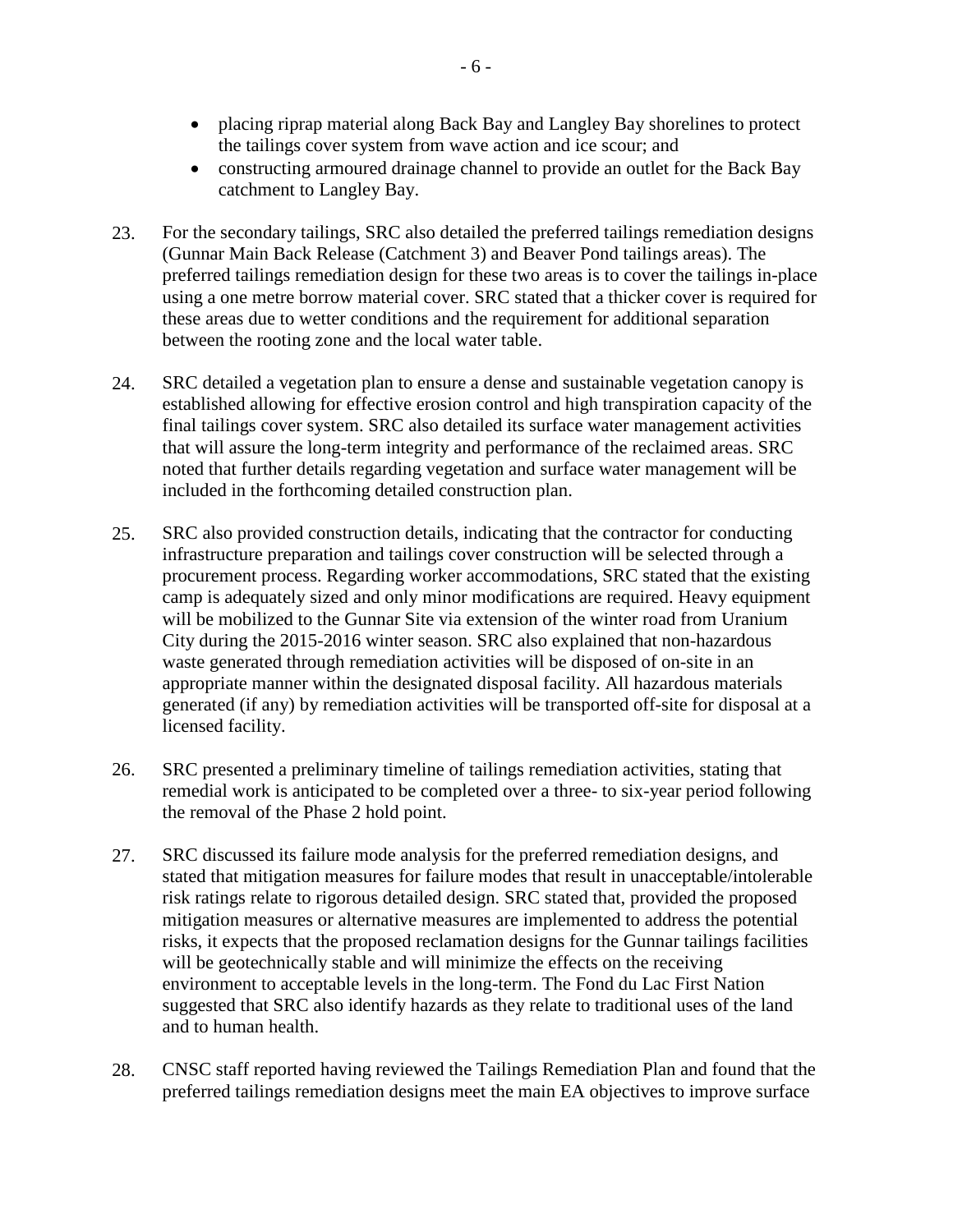- placing riprap material along Back Bay and Langley Bay shorelines to protect the tailings cover system from wave action and ice scour; and
- constructing armoured drainage channel to provide an outlet for the Back Bay catchment to Langley Bay.

23. For the secondary tailings, SRC also detailed the preferred tailings remediation designs (Gunnar Main Back Release (Catchment 3) and Beaver Pond tailings areas). The preferred tailings remediation design for these two areas is to cover the tailings in-place using a one metre borrow material cover. SRC stated that a thicker cover is required for these areas due to wetter conditions and the requirement for additional separation between the rooting zone and the local water table.

24. SRC detailed a vegetation plan to ensure a dense and sustainable vegetation canopy is established allowing for effective erosion control and high transpiration capacity of the final tailings cover system. SRC also detailed its surface water management activities that will assure the long-term integrity and performance of the reclaimed areas. SRC noted that further details regarding vegetation and surface water management will be included in the forthcoming detailed construction plan.

25. SRC also provided construction details, indicating that the contractor for conducting infrastructure preparation and tailings cover construction will be selected through a procurement process. Regarding worker accommodations, SRC stated that the existing camp is adequately sized and only minor modifications are required. Heavy equipment will be mobilized to the Gunnar Site via extension of the winter road from Uranium City during the 2015-2016 winter season. SRC also explained that non-hazardous waste generated through remediation activities will be disposed of on-site in an appropriate manner within the designated disposal facility. All hazardous materials generated (if any) by remediation activities will be transported off-site for disposal at a licensed facility.

26. SRC presented a preliminary timeline of tailings remediation activities, stating that remedial work is anticipated to be completed over a three- to six-year period following the removal of the Phase 2 hold point.

27. SRC discussed its failure mode analysis for the preferred remediation designs, and stated that mitigation measures for failure modes that result in unacceptable/intolerable risk ratings relate to rigorous detailed design. SRC stated that, provided the proposed mitigation measures or alternative measures are implemented to address the potential risks, it expects that the proposed reclamation designs for the Gunnar tailings facilities will be geotechnically stable and will minimize the effects on the receiving environment to acceptable levels in the long-term. The Fond du Lac First Nation suggested that SRC also identify hazards as they relate to traditional uses of the land and to human health.

28. CNSC staff reported having reviewed the Tailings Remediation Plan and found that the preferred tailings remediation designs meet the main EA objectives to improve surface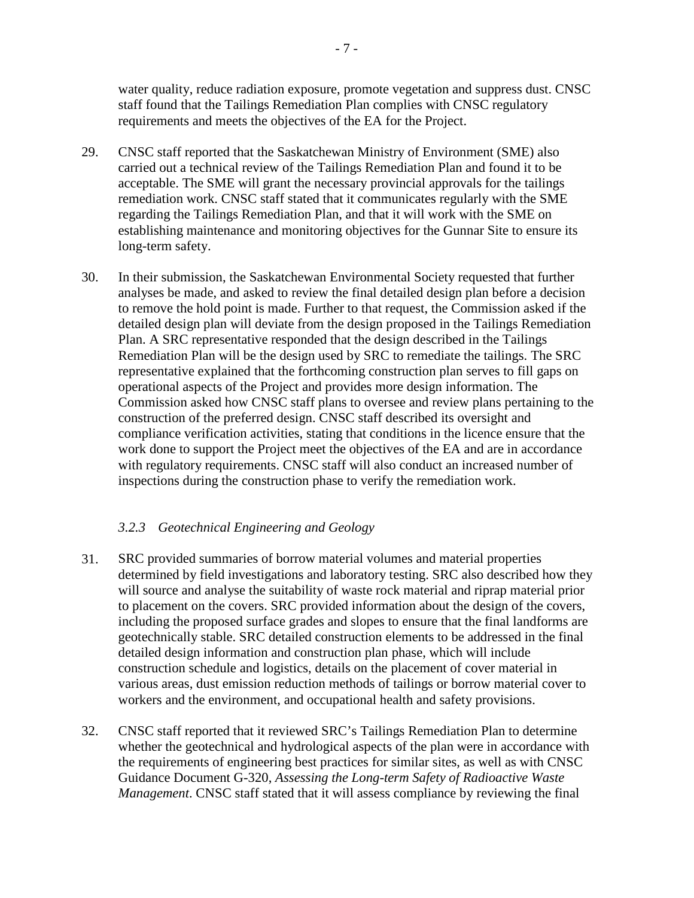water quality, reduce radiation exposure, promote vegetation and suppress dust. CNSC staff found that the Tailings Remediation Plan complies with CNSC regulatory requirements and meets the objectives of the EA for the Project.

29. CNSC staff reported that the Saskatchewan Ministry of Environment (SME) also carried out a technical review of the Tailings Remediation Plan and found it to be acceptable. The SME will grant the necessary provincial approvals for the tailings remediation work. CNSC staff stated that it communicates regularly with the SME regarding the Tailings Remediation Plan, and that it will work with the SME on establishing maintenance and monitoring objectives for the Gunnar Site to ensure its long-term safety.

30. In their submission, the Saskatchewan Environmental Society requested that further analyses be made, and asked to review the final detailed design plan before a decision to remove the hold point is made. Further to that request, the Commission asked if the detailed design plan will deviate from the design proposed in the Tailings Remediation Plan. A SRC representative responded that the design described in the Tailings Remediation Plan will be the design used by SRC to remediate the tailings. The SRC representative explained that the forthcoming construction plan serves to fill gaps on operational aspects of the Project and provides more design information. The Commission asked how CNSC staff plans to oversee and review plans pertaining to the construction of the preferred design. CNSC staff described its oversight and compliance verification activities, stating that conditions in the licence ensure that the work done to support the Project meet the objectives of the EA and are in accordance with regulatory requirements. CNSC staff will also conduct an increased number of inspections during the construction phase to verify the remediation work.

### *3.2.3 Geotechnical Engineering and Geology*

31. SRC provided summaries of borrow material volumes and material properties determined by field investigations and laboratory testing. SRC also described how they will source and analyse the suitability of waste rock material and riprap material prior to placement on the covers. SRC provided information about the design of the covers, including the proposed surface grades and slopes to ensure that the final landforms are geotechnically stable. SRC detailed construction elements to be addressed in the final detailed design information and construction plan phase, which will include construction schedule and logistics, details on the placement of cover material in various areas, dust emission reduction methods of tailings or borrow material cover to workers and the environment, and occupational health and safety provisions.

32. CNSC staff reported that it reviewed SRC's Tailings Remediation Plan to determine whether the geotechnical and hydrological aspects of the plan were in accordance with the requirements of engineering best practices for similar sites, as well as with CNSC Guidance Document G-320, *Assessing the Long-term Safety of Radioactive Waste Management*. CNSC staff stated that it will assess compliance by reviewing the final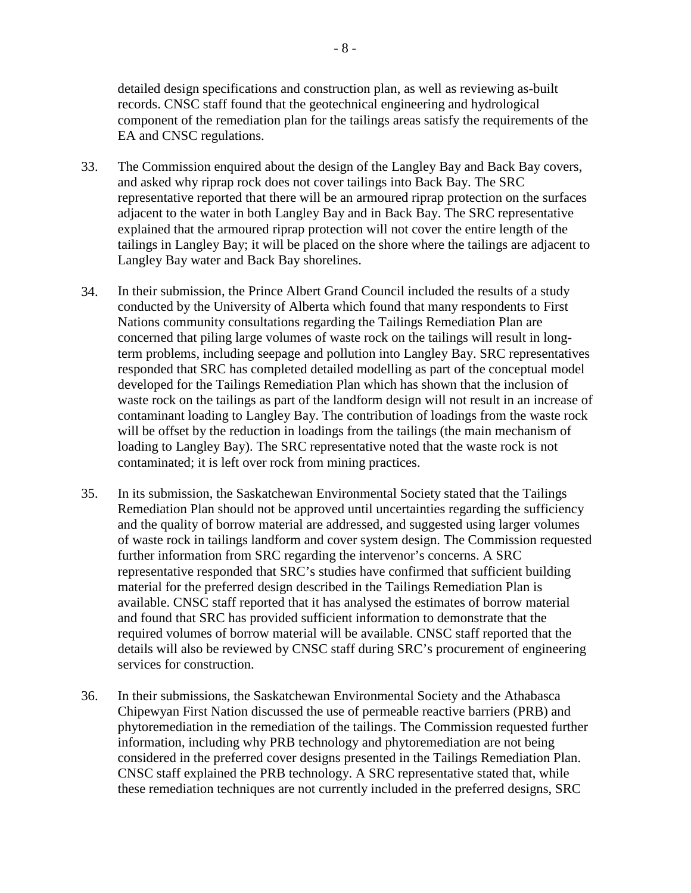detailed design specifications and construction plan, as well as reviewing as-built records. CNSC staff found that the geotechnical engineering and hydrological component of the remediation plan for the tailings areas satisfy the requirements of the EA and CNSC regulations.

33. The Commission enquired about the design of the Langley Bay and Back Bay covers, and asked why riprap rock does not cover tailings into Back Bay. The SRC representative reported that there will be an armoured riprap protection on the surfaces adjacent to the water in both Langley Bay and in Back Bay. The SRC representative explained that the armoured riprap protection will not cover the entire length of the tailings in Langley Bay; it will be placed on the shore where the tailings are adjacent to Langley Bay water and Back Bay shorelines.

34. In their submission, the Prince Albert Grand Council included the results of a study conducted by the University of Alberta which found that many respondents to First Nations community consultations regarding the Tailings Remediation Plan are concerned that piling large volumes of waste rock on the tailings will result in long-term problems, including seepage and pollution into Langley Bay. SRC representatives responded that SRC has completed detailed modelling as part of the conceptual model developed for the Tailings Remediation Plan which has shown that the inclusion of waste rock on the tailings as part of the landform design will not result in an increase of contaminant loading to Langley Bay. The contribution of loadings from the waste rock will be offset by the reduction in loadings from the tailings (the main mechanism of loading to Langley Bay). The SRC representative noted that the waste rock is not contaminated; it is left over rock from mining practices.

35. In its submission, the Saskatchewan Environmental Society stated that the Tailings Remediation Plan should not be approved until uncertainties regarding the sufficiency and the quality of borrow material are addressed, and suggested using larger volumes of waste rock in tailings landform and cover system design. The Commission requested further information from SRC regarding the intervenor's concerns. A SRC representative responded that SRC's studies have confirmed that sufficient building material for the preferred design described in the Tailings Remediation Plan is available. CNSC staff reported that it has analysed the estimates of borrow material and found that SRC has provided sufficient information to demonstrate that the required volumes of borrow material will be available. CNSC staff reported that the details will also be reviewed by CNSC staff during SRC's procurement of engineering services for construction.

36. In their submissions, the Saskatchewan Environmental Society and the Athabasca Chipewyan First Nation discussed the use of permeable reactive barriers (PRB) and phytoremediation in the remediation of the tailings. The Commission requested further information, including why PRB technology and phytoremediation are not being considered in the preferred cover designs presented in the Tailings Remediation Plan. CNSC staff explained the PRB technology. A SRC representative stated that, while these remediation techniques are not currently included in the preferred designs, SRC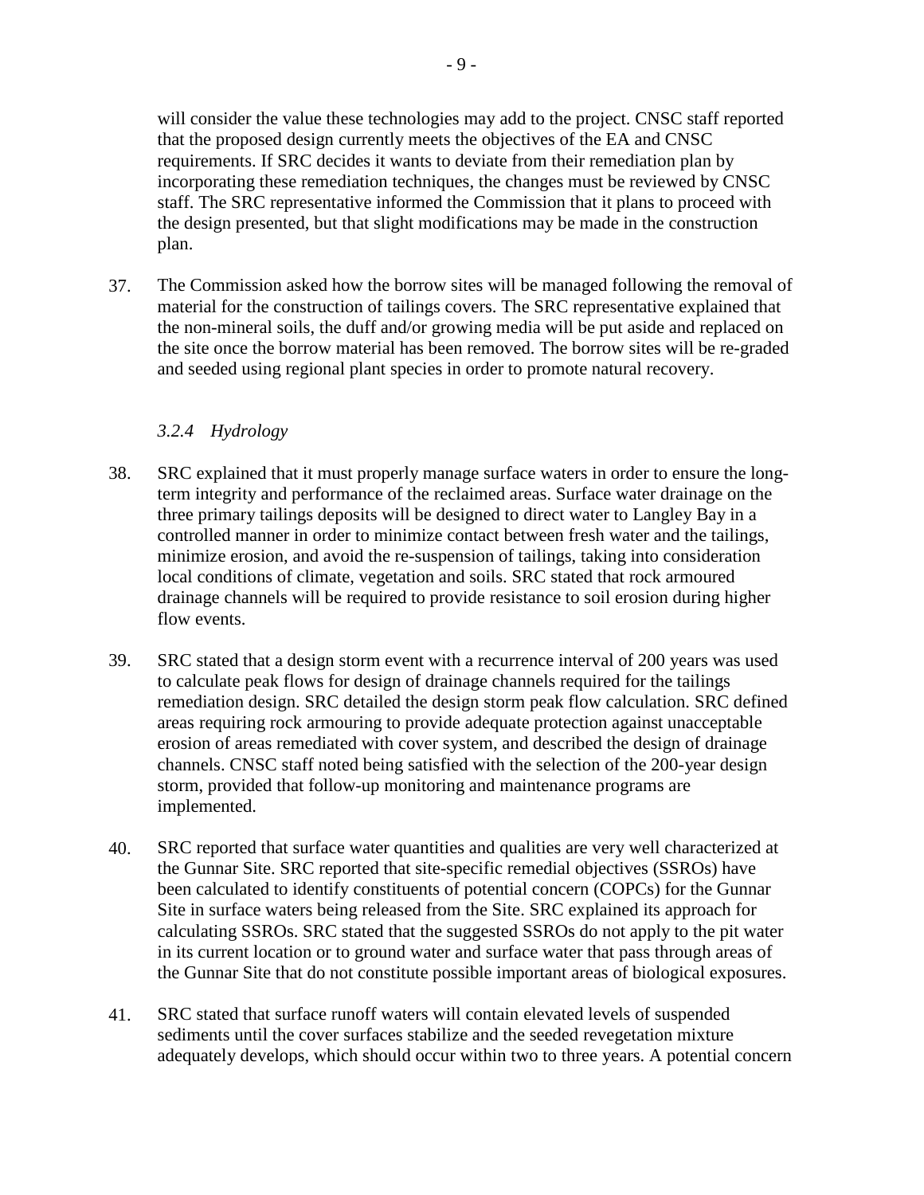will consider the value these technologies may add to the project. CNSC staff reported that the proposed design currently meets the objectives of the EA and CNSC requirements. If SRC decides it wants to deviate from their remediation plan by incorporating these remediation techniques, the changes must be reviewed by CNSC staff. The SRC representative informed the Commission that it plans to proceed with the design presented, but that slight modifications may be made in the construction plan.

37. The Commission asked how the borrow sites will be managed following the removal of material for the construction of tailings covers. The SRC representative explained that the non-mineral soils, the duff and/or growing media will be put aside and replaced on the site once the borrow material has been removed. The borrow sites will be re-graded and seeded using regional plant species in order to promote natural recovery.

### *3.2.4 Hydrology*

38. SRC explained that it must properly manage surface waters in order to ensure the long-term integrity and performance of the reclaimed areas. Surface water drainage on the three primary tailings deposits will be designed to direct water to Langley Bay in a controlled manner in order to minimize contact between fresh water and the tailings, minimize erosion, and avoid the re-suspension of tailings, taking into consideration local conditions of climate, vegetation and soils. SRC stated that rock armoured drainage channels will be required to provide resistance to soil erosion during higher flow events.

39. SRC stated that a design storm event with a recurrence interval of 200 years was used to calculate peak flows for design of drainage channels required for the tailings remediation design. SRC detailed the design storm peak flow calculation. SRC defined areas requiring rock armouring to provide adequate protection against unacceptable erosion of areas remediated with cover system, and described the design of drainage channels. CNSC staff noted being satisfied with the selection of the 200-year design storm, provided that follow-up monitoring and maintenance programs are implemented.

40. SRC reported that surface water quantities and qualities are very well characterized at the Gunnar Site. SRC reported that site-specific remedial objectives (SSROs) have been calculated to identify constituents of potential concern (COPCs) for the Gunnar Site in surface waters being released from the Site. SRC explained its approach for calculating SSROs. SRC stated that the suggested SSROs do not apply to the pit water in its current location or to ground water and surface water that pass through areas of the Gunnar Site that do not constitute possible important areas of biological exposures.

41. SRC stated that surface runoff waters will contain elevated levels of suspended sediments until the cover surfaces stabilize and the seeded revegetation mixture adequately develops, which should occur within two to three years. A potential concern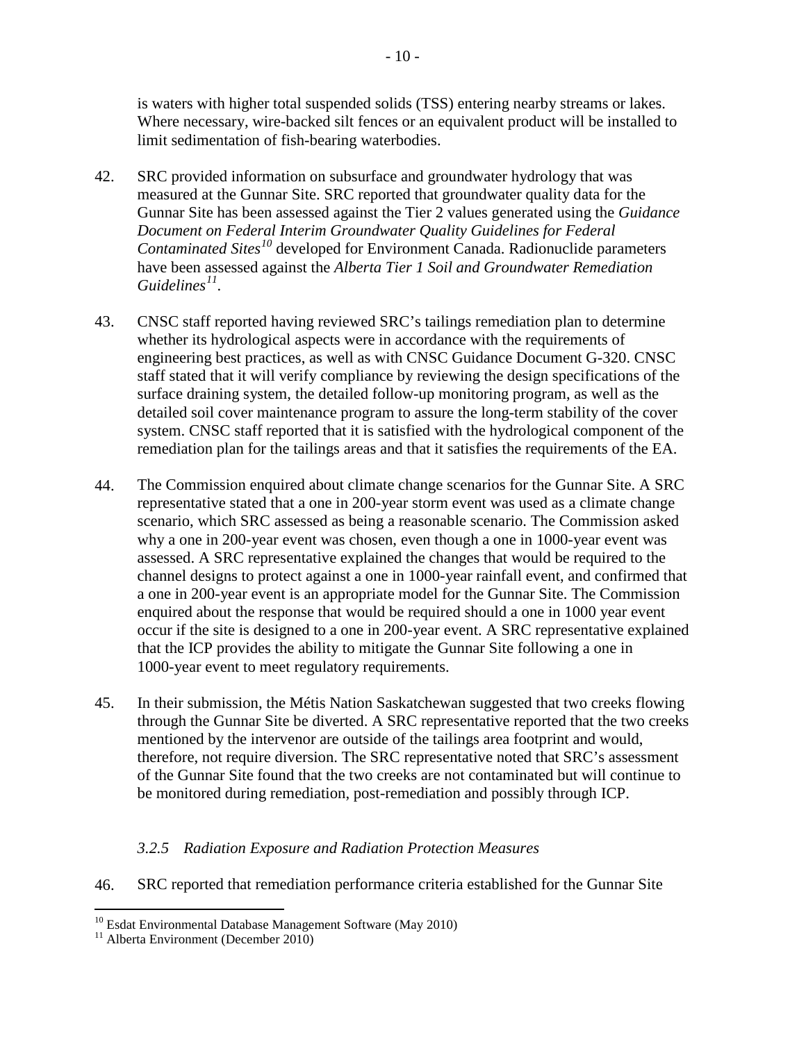is waters with higher total suspended solids (TSS) entering nearby streams or lakes. Where necessary, wire-backed silt fences or an equivalent product will be installed to limit sedimentation of fish-bearing waterbodies.

42. SRC provided information on subsurface and groundwater hydrology that was measured at the Gunnar Site. SRC reported that groundwater quality data for the Gunnar Site has been assessed against the Tier 2 values generated using the *Guidance Document on Federal Interim Groundwater Quality Guidelines for Federal Contaminated Sites*[10] developed for Environment Canada. Radionuclide parameters have been assessed against the *Alberta Tier 1 Soil and Groundwater Remediation Guidelines*[11].

43. CNSC staff reported having reviewed SRC's tailings remediation plan to determine whether its hydrological aspects were in accordance with the requirements of engineering best practices, as well as with CNSC Guidance Document G-320. CNSC staff stated that it will verify compliance by reviewing the design specifications of the surface draining system, the detailed follow-up monitoring program, as well as the detailed soil cover maintenance program to assure the long-term stability of the cover system. CNSC staff reported that it is satisfied with the hydrological component of the remediation plan for the tailings areas and that it satisfies the requirements of the EA.

44. The Commission enquired about climate change scenarios for the Gunnar Site. A SRC representative stated that a one in 200-year storm event was used as a climate change scenario, which SRC assessed as being a reasonable scenario. The Commission asked why a one in 200-year event was chosen, even though a one in 1000-year event was assessed. A SRC representative explained the changes that would be required to the channel designs to protect against a one in 1000-year rainfall event, and confirmed that a one in 200-year event is an appropriate model for the Gunnar Site. The Commission enquired about the response that would be required should a one in 1000 year event occur if the site is designed to a one in 200-year event. A SRC representative explained that the ICP provides the ability to mitigate the Gunnar Site following a one in 1000-year event to meet regulatory requirements.

45. In their submission, the Métis Nation Saskatchewan suggested that two creeks flowing through the Gunnar Site be diverted. A SRC representative reported that the two creeks mentioned by the intervenor are outside of the tailings area footprint and would, therefore, not require diversion. The SRC representative noted that SRC's assessment of the Gunnar Site found that the two creeks are not contaminated but will continue to be monitored during remediation, post-remediation and possibly through ICP.

#### *3.2.5 Radiation Exposure and Radiation Protection Measures*

46. SRC reported that remediation performance criteria established for the Gunnar Site

---

[10] Esdat Environmental Database Management Software (May 2010)

[11] Alberta Environment (December 2010)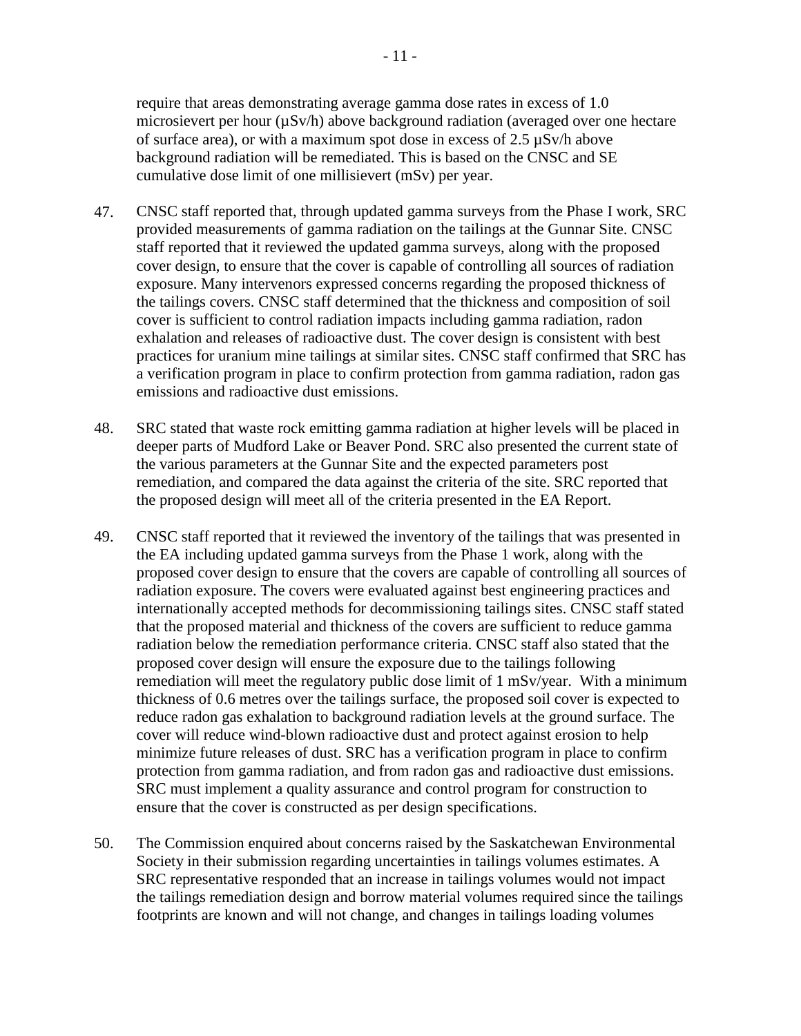require that areas demonstrating average gamma dose rates in excess of 1.0 microsievert per hour (µSv/h) above background radiation (averaged over one hectare of surface area), or with a maximum spot dose in excess of 2.5 µSv/h above background radiation will be remediated. This is based on the CNSC and SE cumulative dose limit of one millisievert (mSv) per year.

47. CNSC staff reported that, through updated gamma surveys from the Phase I work, SRC provided measurements of gamma radiation on the tailings at the Gunnar Site. CNSC staff reported that it reviewed the updated gamma surveys, along with the proposed cover design, to ensure that the cover is capable of controlling all sources of radiation exposure. Many intervenors expressed concerns regarding the proposed thickness of the tailings covers. CNSC staff determined that the thickness and composition of soil cover is sufficient to control radiation impacts including gamma radiation, radon exhalation and releases of radioactive dust. The cover design is consistent with best practices for uranium mine tailings at similar sites. CNSC staff confirmed that SRC has a verification program in place to confirm protection from gamma radiation, radon gas emissions and radioactive dust emissions.

48. SRC stated that waste rock emitting gamma radiation at higher levels will be placed in deeper parts of Mudford Lake or Beaver Pond. SRC also presented the current state of the various parameters at the Gunnar Site and the expected parameters post remediation, and compared the data against the criteria of the site. SRC reported that the proposed design will meet all of the criteria presented in the EA Report.

49. CNSC staff reported that it reviewed the inventory of the tailings that was presented in the EA including updated gamma surveys from the Phase 1 work, along with the proposed cover design to ensure that the covers are capable of controlling all sources of radiation exposure. The covers were evaluated against best engineering practices and internationally accepted methods for decommissioning tailings sites. CNSC staff stated that the proposed material and thickness of the covers are sufficient to reduce gamma radiation below the remediation performance criteria. CNSC staff also stated that the proposed cover design will ensure the exposure due to the tailings following remediation will meet the regulatory public dose limit of 1 mSv/year. With a minimum thickness of 0.6 metres over the tailings surface, the proposed soil cover is expected to reduce radon gas exhalation to background radiation levels at the ground surface. The cover will reduce wind-blown radioactive dust and protect against erosion to help minimize future releases of dust. SRC has a verification program in place to confirm protection from gamma radiation, and from radon gas and radioactive dust emissions. SRC must implement a quality assurance and control program for construction to ensure that the cover is constructed as per design specifications.

50. The Commission enquired about concerns raised by the Saskatchewan Environmental Society in their submission regarding uncertainties in tailings volumes estimates. A SRC representative responded that an increase in tailings volumes would not impact the tailings remediation design and borrow material volumes required since the tailings footprints are known and will not change, and changes in tailings loading volumes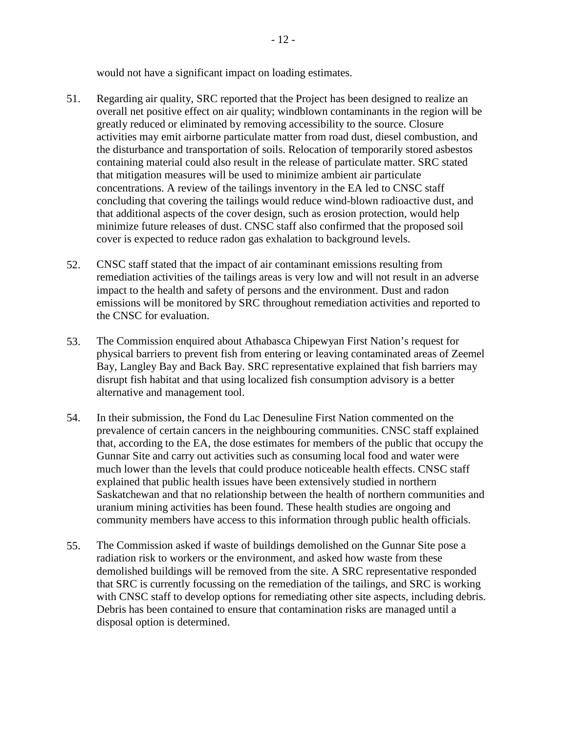would not have a significant impact on loading estimates.

51. Regarding air quality, SRC reported that the Project has been designed to realize an overall net positive effect on air quality; windblown contaminants in the region will be greatly reduced or eliminated by removing accessibility to the source. Closure activities may emit airborne particulate matter from road dust, diesel combustion, and the disturbance and transportation of soils. Relocation of temporarily stored asbestos containing material could also result in the release of particulate matter. SRC stated that mitigation measures will be used to minimize ambient air particulate concentrations. A review of the tailings inventory in the EA led to CNSC staff concluding that covering the tailings would reduce wind-blown radioactive dust, and that additional aspects of the cover design, such as erosion protection, would help minimize future releases of dust. CNSC staff also confirmed that the proposed soil cover is expected to reduce radon gas exhalation to background levels.

52. CNSC staff stated that the impact of air contaminant emissions resulting from remediation activities of the tailings areas is very low and will not result in an adverse impact to the health and safety of persons and the environment. Dust and radon emissions will be monitored by SRC throughout remediation activities and reported to the CNSC for evaluation.

53. The Commission enquired about Athabasca Chipewyan First Nation's request for physical barriers to prevent fish from entering or leaving contaminated areas of Zeemel Bay, Langley Bay and Back Bay. SRC representative explained that fish barriers may disrupt fish habitat and that using localized fish consumption advisory is a better alternative and management tool.

54. In their submission, the Fond du Lac Denesuline First Nation commented on the prevalence of certain cancers in the neighbouring communities. CNSC staff explained that, according to the EA, the dose estimates for members of the public that occupy the Gunnar Site and carry out activities such as consuming local food and water were much lower than the levels that could produce noticeable health effects. CNSC staff explained that public health issues have been extensively studied in northern Saskatchewan and that no relationship between the health of northern communities and uranium mining activities has been found. These health studies are ongoing and community members have access to this information through public health officials.

55. The Commission asked if waste of buildings demolished on the Gunnar Site pose a radiation risk to workers or the environment, and asked how waste from these demolished buildings will be removed from the site. A SRC representative responded that SRC is currently focussing on the remediation of the tailings, and SRC is working with CNSC staff to develop options for remediating other site aspects, including debris. Debris has been contained to ensure that contamination risks are managed until a disposal option is determined.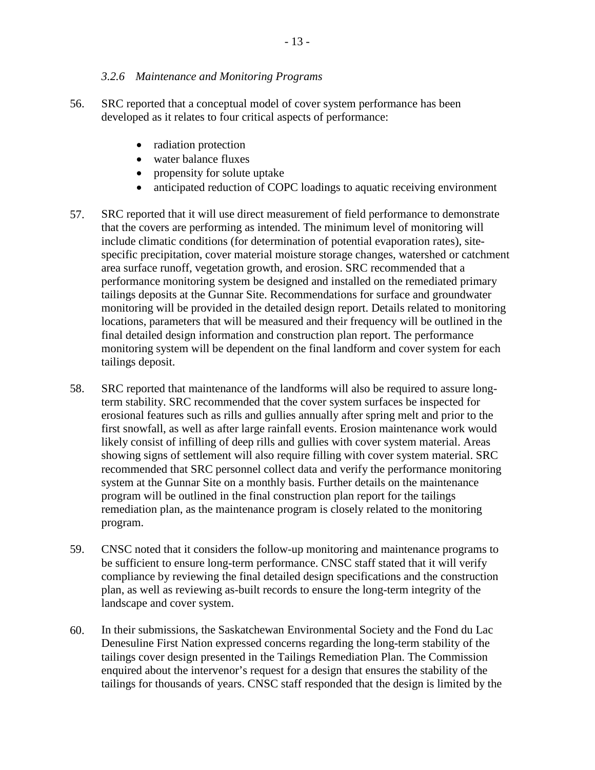### *3.2.6 Maintenance and Monitoring Programs*

56. SRC reported that a conceptual model of cover system performance has been developed as it relates to four critical aspects of performance:

    - radiation protection
    - water balance fluxes
    - propensity for solute uptake
    - anticipated reduction of COPC loadings to aquatic receiving environment

57. SRC reported that it will use direct measurement of field performance to demonstrate that the covers are performing as intended. The minimum level of monitoring will include climatic conditions (for determination of potential evaporation rates), site-specific precipitation, cover material moisture storage changes, watershed or catchment area surface runoff, vegetation growth, and erosion. SRC recommended that a performance monitoring system be designed and installed on the remediated primary tailings deposits at the Gunnar Site. Recommendations for surface and groundwater monitoring will be provided in the detailed design report. Details related to monitoring locations, parameters that will be measured and their frequency will be outlined in the final detailed design information and construction plan report. The performance monitoring system will be dependent on the final landform and cover system for each tailings deposit.

58. SRC reported that maintenance of the landforms will also be required to assure long-term stability. SRC recommended that the cover system surfaces be inspected for erosional features such as rills and gullies annually after spring melt and prior to the first snowfall, as well as after large rainfall events. Erosion maintenance work would likely consist of infilling of deep rills and gullies with cover system material. Areas showing signs of settlement will also require filling with cover system material. SRC recommended that SRC personnel collect data and verify the performance monitoring system at the Gunnar Site on a monthly basis. Further details on the maintenance program will be outlined in the final construction plan report for the tailings remediation plan, as the maintenance program is closely related to the monitoring program.

59. CNSC noted that it considers the follow-up monitoring and maintenance programs to be sufficient to ensure long-term performance. CNSC staff stated that it will verify compliance by reviewing the final detailed design specifications and the construction plan, as well as reviewing as-built records to ensure the long-term integrity of the landscape and cover system.

60. In their submissions, the Saskatchewan Environmental Society and the Fond du Lac Denesuline First Nation expressed concerns regarding the long-term stability of the tailings cover design presented in the Tailings Remediation Plan. The Commission enquired about the intervenor's request for a design that ensures the stability of the tailings for thousands of years. CNSC staff responded that the design is limited by the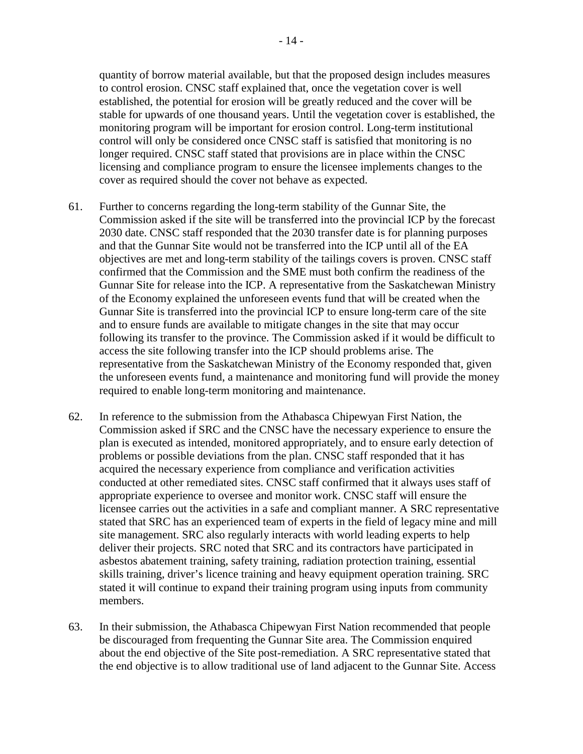quantity of borrow material available, but that the proposed design includes measures to control erosion. CNSC staff explained that, once the vegetation cover is well established, the potential for erosion will be greatly reduced and the cover will be stable for upwards of one thousand years. Until the vegetation cover is established, the monitoring program will be important for erosion control. Long-term institutional control will only be considered once CNSC staff is satisfied that monitoring is no longer required. CNSC staff stated that provisions are in place within the CNSC licensing and compliance program to ensure the licensee implements changes to the cover as required should the cover not behave as expected.

61. Further to concerns regarding the long-term stability of the Gunnar Site, the Commission asked if the site will be transferred into the provincial ICP by the forecast 2030 date. CNSC staff responded that the 2030 transfer date is for planning purposes and that the Gunnar Site would not be transferred into the ICP until all of the EA objectives are met and long-term stability of the tailings covers is proven. CNSC staff confirmed that the Commission and the SME must both confirm the readiness of the Gunnar Site for release into the ICP. A representative from the Saskatchewan Ministry of the Economy explained the unforeseen events fund that will be created when the Gunnar Site is transferred into the provincial ICP to ensure long-term care of the site and to ensure funds are available to mitigate changes in the site that may occur following its transfer to the province. The Commission asked if it would be difficult to access the site following transfer into the ICP should problems arise. The representative from the Saskatchewan Ministry of the Economy responded that, given the unforeseen events fund, a maintenance and monitoring fund will provide the money required to enable long-term monitoring and maintenance.

62. In reference to the submission from the Athabasca Chipewyan First Nation, the Commission asked if SRC and the CNSC have the necessary experience to ensure the plan is executed as intended, monitored appropriately, and to ensure early detection of problems or possible deviations from the plan. CNSC staff responded that it has acquired the necessary experience from compliance and verification activities conducted at other remediated sites. CNSC staff confirmed that it always uses staff of appropriate experience to oversee and monitor work. CNSC staff will ensure the licensee carries out the activities in a safe and compliant manner. A SRC representative stated that SRC has an experienced team of experts in the field of legacy mine and mill site management. SRC also regularly interacts with world leading experts to help deliver their projects. SRC noted that SRC and its contractors have participated in asbestos abatement training, safety training, radiation protection training, essential skills training, driver's licence training and heavy equipment operation training. SRC stated it will continue to expand their training program using inputs from community members.

63. In their submission, the Athabasca Chipewyan First Nation recommended that people be discouraged from frequenting the Gunnar Site area. The Commission enquired about the end objective of the Site post-remediation. A SRC representative stated that the end objective is to allow traditional use of land adjacent to the Gunnar Site. Access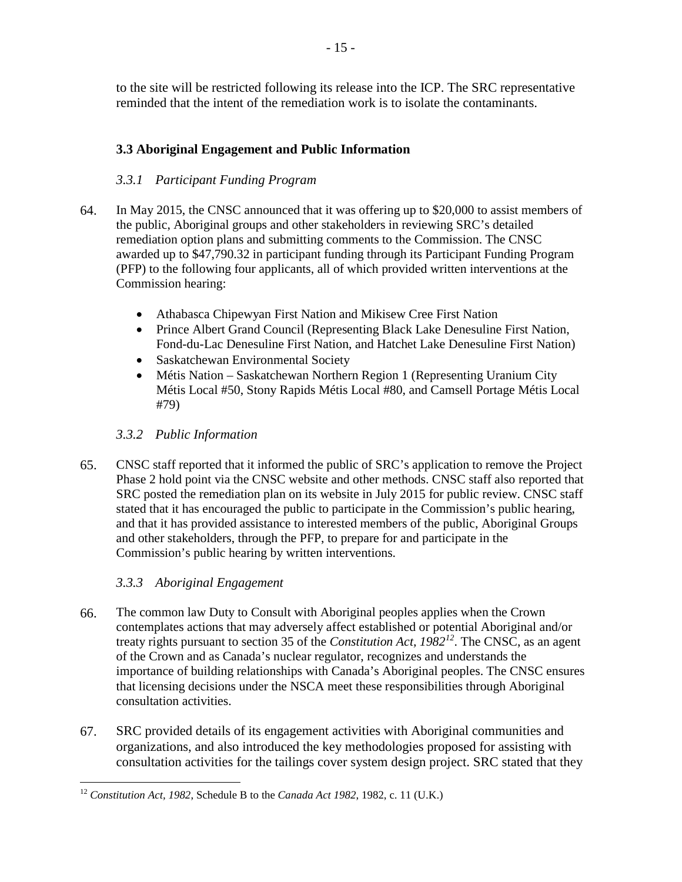to the site will be restricted following its release into the ICP. The SRC representative reminded that the intent of the remediation work is to isolate the contaminants.

### 3.3 Aboriginal Engagement and Public Information

#### *3.3.1 Participant Funding Program*

64. In May 2015, the CNSC announced that it was offering up to \$20,000 to assist members of the public, Aboriginal groups and other stakeholders in reviewing SRC's detailed remediation option plans and submitting comments to the Commission. The CNSC awarded up to \$47,790.32 in participant funding through its Participant Funding Program (PFP) to the following four applicants, all of which provided written interventions at the Commission hearing:

   - Athabasca Chipewyan First Nation and Mikisew Cree First Nation
   - Prince Albert Grand Council (Representing Black Lake Denesuline First Nation, Fond-du-Lac Denesuline First Nation, and Hatchet Lake Denesuline First Nation)
   - Saskatchewan Environmental Society
   - Métis Nation – Saskatchewan Northern Region 1 (Representing Uranium City Métis Local #50, Stony Rapids Métis Local #80, and Camsell Portage Métis Local #79)

#### *3.3.2 Public Information*

65. CNSC staff reported that it informed the public of SRC's application to remove the Project Phase 2 hold point via the CNSC website and other methods. CNSC staff also reported that SRC posted the remediation plan on its website in July 2015 for public review. CNSC staff stated that it has encouraged the public to participate in the Commission's public hearing, and that it has provided assistance to interested members of the public, Aboriginal Groups and other stakeholders, through the PFP, to prepare for and participate in the Commission's public hearing by written interventions.

#### *3.3.3 Aboriginal Engagement*

66. The common law Duty to Consult with Aboriginal peoples applies when the Crown contemplates actions that may adversely affect established or potential Aboriginal and/or treaty rights pursuant to section 35 of the *Constitution Act, 1982*[12]. The CNSC, as an agent of the Crown and as Canada's nuclear regulator, recognizes and understands the importance of building relationships with Canada's Aboriginal peoples. The CNSC ensures that licensing decisions under the NSCA meet these responsibilities through Aboriginal consultation activities.

67. SRC provided details of its engagement activities with Aboriginal communities and organizations, and also introduced the key methodologies proposed for assisting with consultation activities for the tailings cover system design project. SRC stated that they

---

[12] *Constitution Act, 1982*, Schedule B to the *Canada Act 1982*, 1982, c. 11 (U.K.)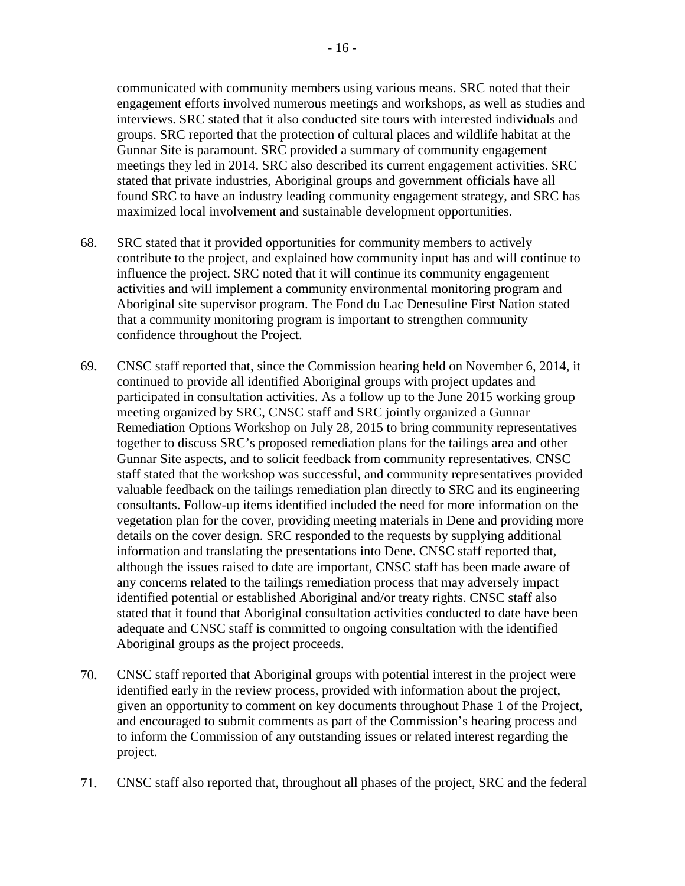communicated with community members using various means. SRC noted that their engagement efforts involved numerous meetings and workshops, as well as studies and interviews. SRC stated that it also conducted site tours with interested individuals and groups. SRC reported that the protection of cultural places and wildlife habitat at the Gunnar Site is paramount. SRC provided a summary of community engagement meetings they led in 2014. SRC also described its current engagement activities. SRC stated that private industries, Aboriginal groups and government officials have all found SRC to have an industry leading community engagement strategy, and SRC has maximized local involvement and sustainable development opportunities.

68. SRC stated that it provided opportunities for community members to actively contribute to the project, and explained how community input has and will continue to influence the project. SRC noted that it will continue its community engagement activities and will implement a community environmental monitoring program and Aboriginal site supervisor program. The Fond du Lac Denesuline First Nation stated that a community monitoring program is important to strengthen community confidence throughout the Project.

69. CNSC staff reported that, since the Commission hearing held on November 6, 2014, it continued to provide all identified Aboriginal groups with project updates and participated in consultation activities. As a follow up to the June 2015 working group meeting organized by SRC, CNSC staff and SRC jointly organized a Gunnar Remediation Options Workshop on July 28, 2015 to bring community representatives together to discuss SRC's proposed remediation plans for the tailings area and other Gunnar Site aspects, and to solicit feedback from community representatives. CNSC staff stated that the workshop was successful, and community representatives provided valuable feedback on the tailings remediation plan directly to SRC and its engineering consultants. Follow-up items identified included the need for more information on the vegetation plan for the cover, providing meeting materials in Dene and providing more details on the cover design. SRC responded to the requests by supplying additional information and translating the presentations into Dene. CNSC staff reported that, although the issues raised to date are important, CNSC staff has been made aware of any concerns related to the tailings remediation process that may adversely impact identified potential or established Aboriginal and/or treaty rights. CNSC staff also stated that it found that Aboriginal consultation activities conducted to date have been adequate and CNSC staff is committed to ongoing consultation with the identified Aboriginal groups as the project proceeds.

70. CNSC staff reported that Aboriginal groups with potential interest in the project were identified early in the review process, provided with information about the project, given an opportunity to comment on key documents throughout Phase 1 of the Project, and encouraged to submit comments as part of the Commission's hearing process and to inform the Commission of any outstanding issues or related interest regarding the project.

71. CNSC staff also reported that, throughout all phases of the project, SRC and the federal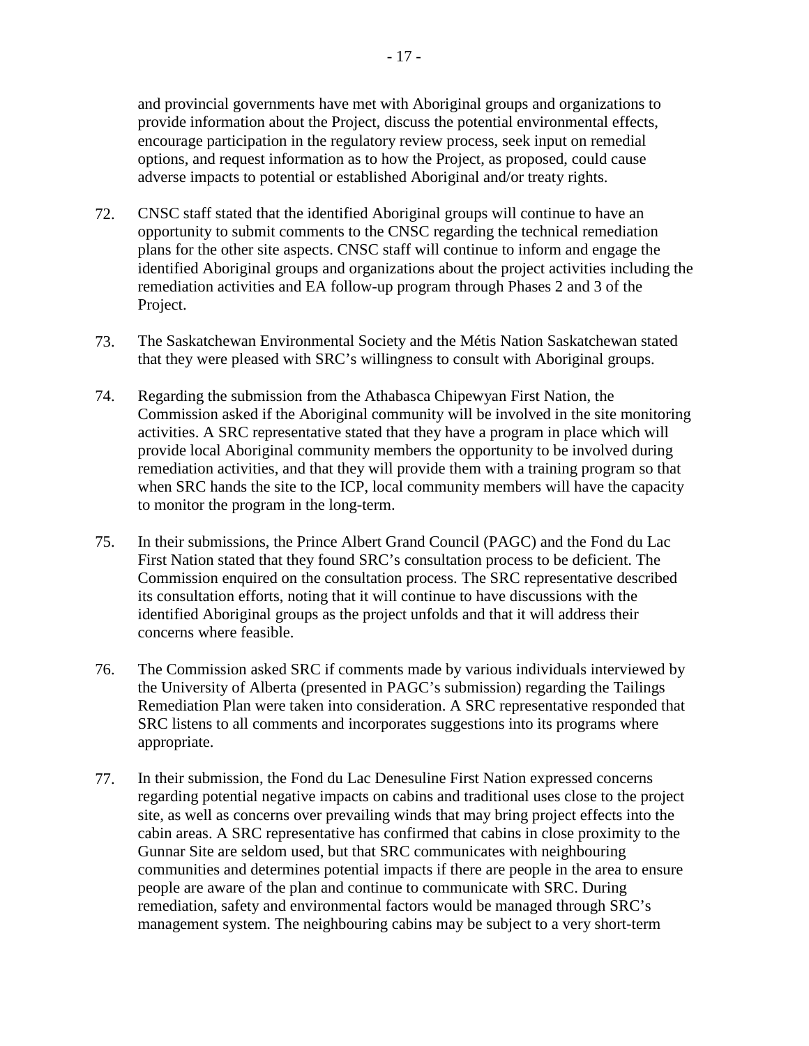and provincial governments have met with Aboriginal groups and organizations to provide information about the Project, discuss the potential environmental effects, encourage participation in the regulatory review process, seek input on remedial options, and request information as to how the Project, as proposed, could cause adverse impacts to potential or established Aboriginal and/or treaty rights.

72. CNSC staff stated that the identified Aboriginal groups will continue to have an opportunity to submit comments to the CNSC regarding the technical remediation plans for the other site aspects. CNSC staff will continue to inform and engage the identified Aboriginal groups and organizations about the project activities including the remediation activities and EA follow-up program through Phases 2 and 3 of the Project.

73. The Saskatchewan Environmental Society and the Métis Nation Saskatchewan stated that they were pleased with SRC's willingness to consult with Aboriginal groups.

74. Regarding the submission from the Athabasca Chipewyan First Nation, the Commission asked if the Aboriginal community will be involved in the site monitoring activities. A SRC representative stated that they have a program in place which will provide local Aboriginal community members the opportunity to be involved during remediation activities, and that they will provide them with a training program so that when SRC hands the site to the ICP, local community members will have the capacity to monitor the program in the long-term.

75. In their submissions, the Prince Albert Grand Council (PAGC) and the Fond du Lac First Nation stated that they found SRC's consultation process to be deficient. The Commission enquired on the consultation process. The SRC representative described its consultation efforts, noting that it will continue to have discussions with the identified Aboriginal groups as the project unfolds and that it will address their concerns where feasible.

76. The Commission asked SRC if comments made by various individuals interviewed by the University of Alberta (presented in PAGC's submission) regarding the Tailings Remediation Plan were taken into consideration. A SRC representative responded that SRC listens to all comments and incorporates suggestions into its programs where appropriate.

77. In their submission, the Fond du Lac Denesuline First Nation expressed concerns regarding potential negative impacts on cabins and traditional uses close to the project site, as well as concerns over prevailing winds that may bring project effects into the cabin areas. A SRC representative has confirmed that cabins in close proximity to the Gunnar Site are seldom used, but that SRC communicates with neighbouring communities and determines potential impacts if there are people in the area to ensure people are aware of the plan and continue to communicate with SRC. During remediation, safety and environmental factors would be managed through SRC's management system. The neighbouring cabins may be subject to a very short-term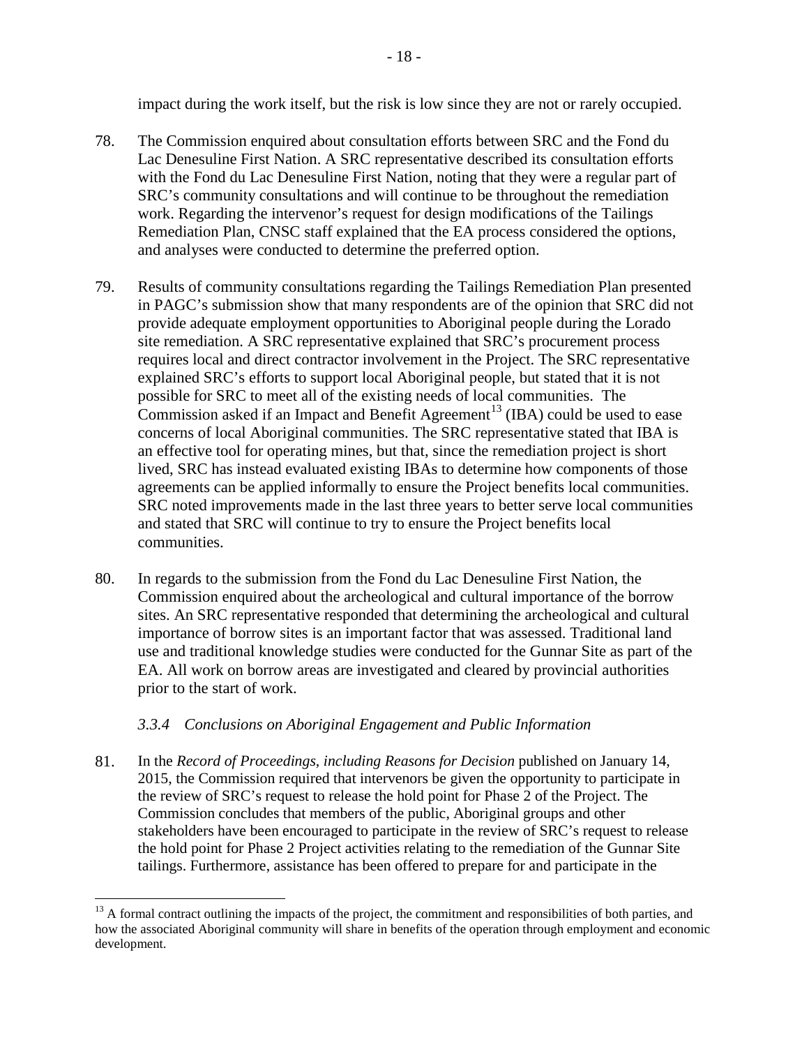impact during the work itself, but the risk is low since they are not or rarely occupied.

78. The Commission enquired about consultation efforts between SRC and the Fond du Lac Denesuline First Nation. A SRC representative described its consultation efforts with the Fond du Lac Denesuline First Nation, noting that they were a regular part of SRC's community consultations and will continue to be throughout the remediation work. Regarding the intervenor's request for design modifications of the Tailings Remediation Plan, CNSC staff explained that the EA process considered the options, and analyses were conducted to determine the preferred option.

79. Results of community consultations regarding the Tailings Remediation Plan presented in PAGC's submission show that many respondents are of the opinion that SRC did not provide adequate employment opportunities to Aboriginal people during the Lorado site remediation. A SRC representative explained that SRC's procurement process requires local and direct contractor involvement in the Project. The SRC representative explained SRC's efforts to support local Aboriginal people, but stated that it is not possible for SRC to meet all of the existing needs of local communities. The Commission asked if an Impact and Benefit Agreement[13] (IBA) could be used to ease concerns of local Aboriginal communities. The SRC representative stated that IBA is an effective tool for operating mines, but that, since the remediation project is short lived, SRC has instead evaluated existing IBAs to determine how components of those agreements can be applied informally to ensure the Project benefits local communities. SRC noted improvements made in the last three years to better serve local communities and stated that SRC will continue to try to ensure the Project benefits local communities.

80. In regards to the submission from the Fond du Lac Denesuline First Nation, the Commission enquired about the archeological and cultural importance of the borrow sites. An SRC representative responded that determining the archeological and cultural importance of borrow sites is an important factor that was assessed. Traditional land use and traditional knowledge studies were conducted for the Gunnar Site as part of the EA. All work on borrow areas are investigated and cleared by provincial authorities prior to the start of work.

### *3.3.4 Conclusions on Aboriginal Engagement and Public Information*

81. In the *Record of Proceedings, including Reasons for Decision* published on January 14, 2015, the Commission required that intervenors be given the opportunity to participate in the review of SRC's request to release the hold point for Phase 2 of the Project. The Commission concludes that members of the public, Aboriginal groups and other stakeholders have been encouraged to participate in the review of SRC's request to release the hold point for Phase 2 Project activities relating to the remediation of the Gunnar Site tailings. Furthermore, assistance has been offered to prepare for and participate in the

[13] A formal contract outlining the impacts of the project, the commitment and responsibilities of both parties, and how the associated Aboriginal community will share in benefits of the operation through employment and economic development.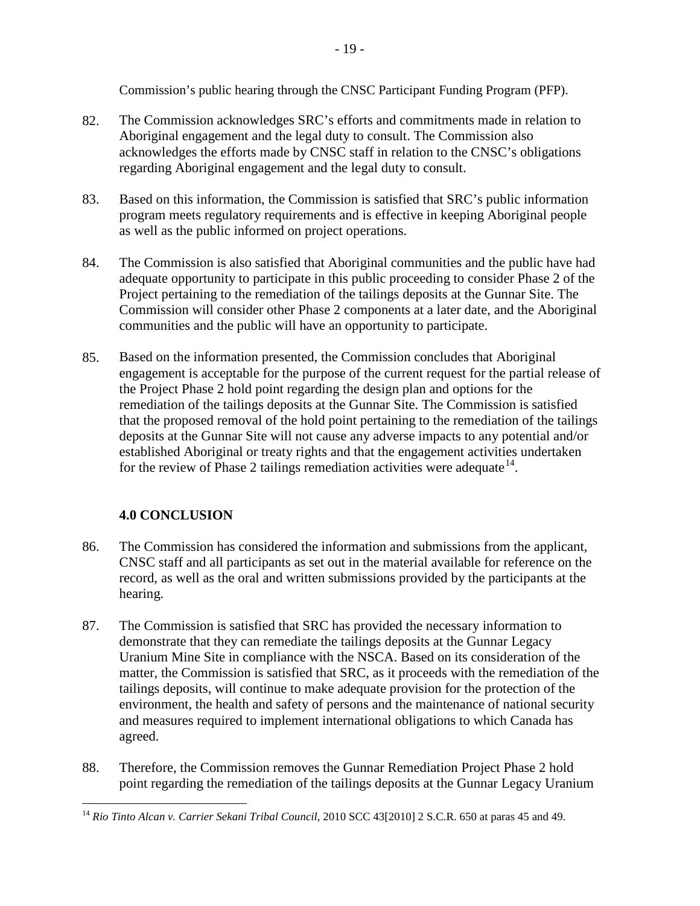Commission's public hearing through the CNSC Participant Funding Program (PFP).

82. The Commission acknowledges SRC's efforts and commitments made in relation to Aboriginal engagement and the legal duty to consult. The Commission also acknowledges the efforts made by CNSC staff in relation to the CNSC's obligations regarding Aboriginal engagement and the legal duty to consult.

83. Based on this information, the Commission is satisfied that SRC's public information program meets regulatory requirements and is effective in keeping Aboriginal people as well as the public informed on project operations.

84. The Commission is also satisfied that Aboriginal communities and the public have had adequate opportunity to participate in this public proceeding to consider Phase 2 of the Project pertaining to the remediation of the tailings deposits at the Gunnar Site. The Commission will consider other Phase 2 components at a later date, and the Aboriginal communities and the public will have an opportunity to participate.

85. Based on the information presented, the Commission concludes that Aboriginal engagement is acceptable for the purpose of the current request for the partial release of the Project Phase 2 hold point regarding the design plan and options for the remediation of the tailings deposits at the Gunnar Site. The Commission is satisfied that the proposed removal of the hold point pertaining to the remediation of the tailings deposits at the Gunnar Site will not cause any adverse impacts to any potential and/or established Aboriginal or treaty rights and that the engagement activities undertaken for the review of Phase 2 tailings remediation activities were adequate[14].

## 4.0 CONCLUSION

86. The Commission has considered the information and submissions from the applicant, CNSC staff and all participants as set out in the material available for reference on the record, as well as the oral and written submissions provided by the participants at the hearing.

87. The Commission is satisfied that SRC has provided the necessary information to demonstrate that they can remediate the tailings deposits at the Gunnar Legacy Uranium Mine Site in compliance with the NSCA. Based on its consideration of the matter, the Commission is satisfied that SRC, as it proceeds with the remediation of the tailings deposits, will continue to make adequate provision for the protection of the environment, the health and safety of persons and the maintenance of national security and measures required to implement international obligations to which Canada has agreed.

88. Therefore, the Commission removes the Gunnar Remediation Project Phase 2 hold point regarding the remediation of the tailings deposits at the Gunnar Legacy Uranium

[14] *Rio Tinto Alcan v. Carrier Sekani Tribal Council*, 2010 SCC 43[2010] 2 S.C.R. 650 at paras 45 and 49.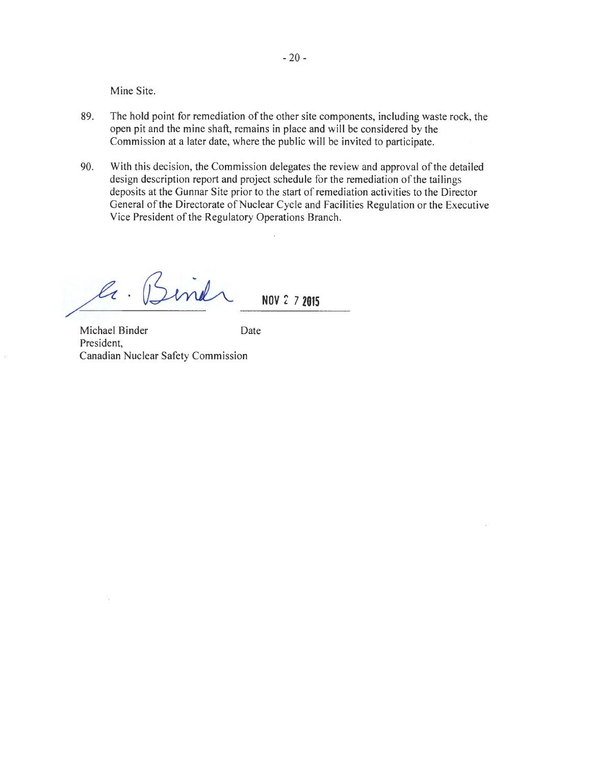Mine Site.

89. The hold point for remediation of the other site components, including waste rock, the open pit and the mine shaft, remains in place and will be considered by the Commission at a later date, where the public will be invited to participate.

90. With this decision, the Commission delegates the review and approval of the detailed design description report and project schedule for the remediation of the tailings deposits at the Gunnar Site prior to the start of remediation activities to the Director General of the Directorate of Nuclear Cycle and Facilities Regulation or the Executive Vice President of the Regulatory Operations Branch.

M. Binder NOV 27 2015

Michael Binder
President,
Canadian Nuclear Safety Commission

Date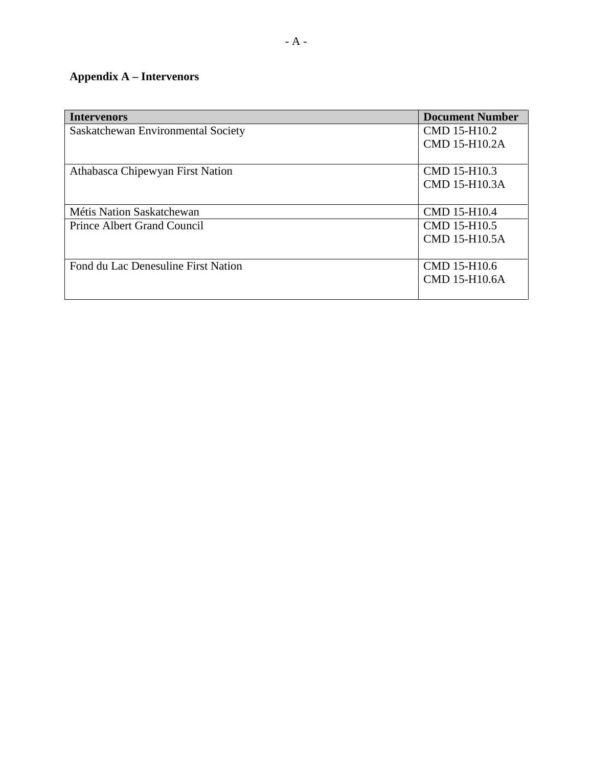## Appendix A – Intervenors

| Intervenors | Document Number |
| --- | --- |
| Saskatchewan Environmental Society | CMD 15-H10.2<br>CMD 15-H10.2A |
| Athabasca Chipewyan First Nation | CMD 15-H10.3<br>CMD 15-H10.3A |
| Métis Nation Saskatchewan | CMD 15-H10.4 |
| Prince Albert Grand Council | CMD 15-H10.5<br>CMD 15-H10.5A |
| Fond du Lac Denesuline First Nation | CMD 15-H10.6<br>CMD 15-H10.6A |